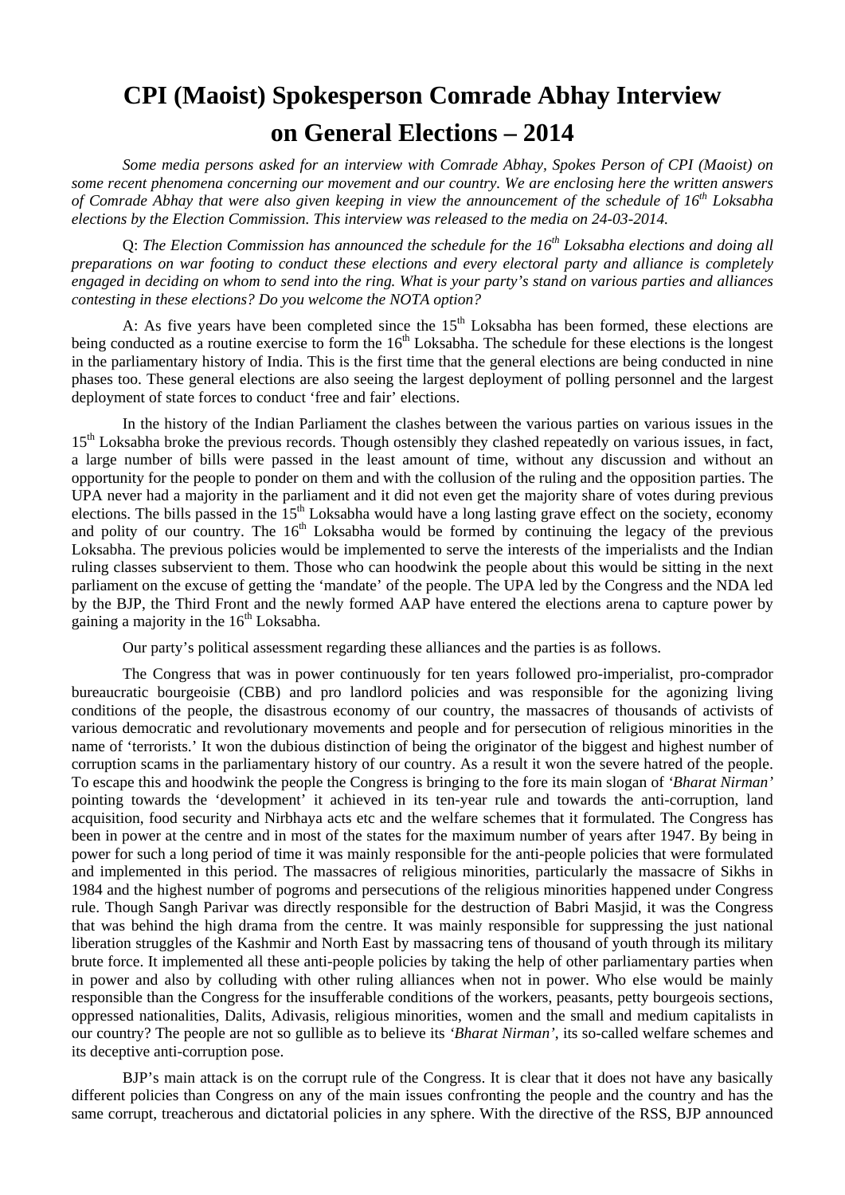# CPI (Maoist) Spokesperson Comrade Abhay Interview on General Elections – 2014

*Some media persons asked for an interview with Comrade Abhay, Spokes Person of CPI (Maoist) on some recent phenomena concerning our movement and our country. We are enclosing here the written answers of Comrade Abhay that were also given keeping in view the announcement of the schedule of 16th Loksabha elections by the Election Commission. This interview was released to the media on 24-03-2014.*

Q: *The Election Commission has announced the schedule for the 16th Loksabha elections and doing all preparations on war footing to conduct these elections and every electoral party and alliance is completely engaged in deciding on whom to send into the ring. What is your party's stand on various parties and alliances contesting in these elections? Do you welcome the NOTA option?*

A: As five years have been completed since the 15th Loksabha has been formed, these elections are being conducted as a routine exercise to form the 16th Loksabha. The schedule for these elections is the longest in the parliamentary history of India. This is the first time that the general elections are being conducted in nine phases too. These general elections are also seeing the largest deployment of polling personnel and the largest deployment of state forces to conduct 'free and fair' elections.

In the history of the Indian Parliament the clashes between the various parties on various issues in the 15th Loksabha broke the previous records. Though ostensibly they clashed repeatedly on various issues, in fact, a large number of bills were passed in the least amount of time, without any discussion and without an opportunity for the people to ponder on them and with the collusion of the ruling and the opposition parties. The UPA never had a majority in the parliament and it did not even get the majority share of votes during previous elections. The bills passed in the 15th Loksabha would have a long lasting grave effect on the society, economy and polity of our country. The 16th Loksabha would be formed by continuing the legacy of the previous Loksabha. The previous policies would be implemented to serve the interests of the imperialists and the Indian ruling classes subservient to them. Those who can hoodwink the people about this would be sitting in the next parliament on the excuse of getting the 'mandate' of the people. The UPA led by the Congress and the NDA led by the BJP, the Third Front and the newly formed AAP have entered the elections arena to capture power by gaining a majority in the 16th Loksabha.

Our party's political assessment regarding these alliances and the parties is as follows.

The Congress that was in power continuously for ten years followed pro-imperialist, pro-comprador bureaucratic bourgeoisie (CBB) and pro landlord policies and was responsible for the agonizing living conditions of the people, the disastrous economy of our country, the massacres of thousands of activists of various democratic and revolutionary movements and people and for persecution of religious minorities in the name of 'terrorists.' It won the dubious distinction of being the originator of the biggest and highest number of corruption scams in the parliamentary history of our country. As a result it won the severe hatred of the people. To escape this and hoodwink the people the Congress is bringing to the fore its main slogan of *'Bharat Nirman'* pointing towards the 'development' it achieved in its ten-year rule and towards the anti-corruption, land acquisition, food security and Nirbhaya acts etc and the welfare schemes that it formulated. The Congress has been in power at the centre and in most of the states for the maximum number of years after 1947. By being in power for such a long period of time it was mainly responsible for the anti-people policies that were formulated and implemented in this period. The massacres of religious minorities, particularly the massacre of Sikhs in 1984 and the highest number of pogroms and persecutions of the religious minorities happened under Congress rule. Though Sangh Parivar was directly responsible for the destruction of Babri Masjid, it was the Congress that was behind the high drama from the centre. It was mainly responsible for suppressing the just national liberation struggles of the Kashmir and North East by massacring tens of thousand of youth through its military brute force. It implemented all these anti-people policies by taking the help of other parliamentary parties when in power and also by colluding with other ruling alliances when not in power. Who else would be mainly responsible than the Congress for the insufferable conditions of the workers, peasants, petty bourgeois sections, oppressed nationalities, Dalits, Adivasis, religious minorities, women and the small and medium capitalists in our country? The people are not so gullible as to believe its *'Bharat Nirman'*, its so-called welfare schemes and its deceptive anti-corruption pose.

BJP's main attack is on the corrupt rule of the Congress. It is clear that it does not have any basically different policies than Congress on any of the main issues confronting the people and the country and has the same corrupt, treacherous and dictatorial policies in any sphere. With the directive of the RSS, BJP announced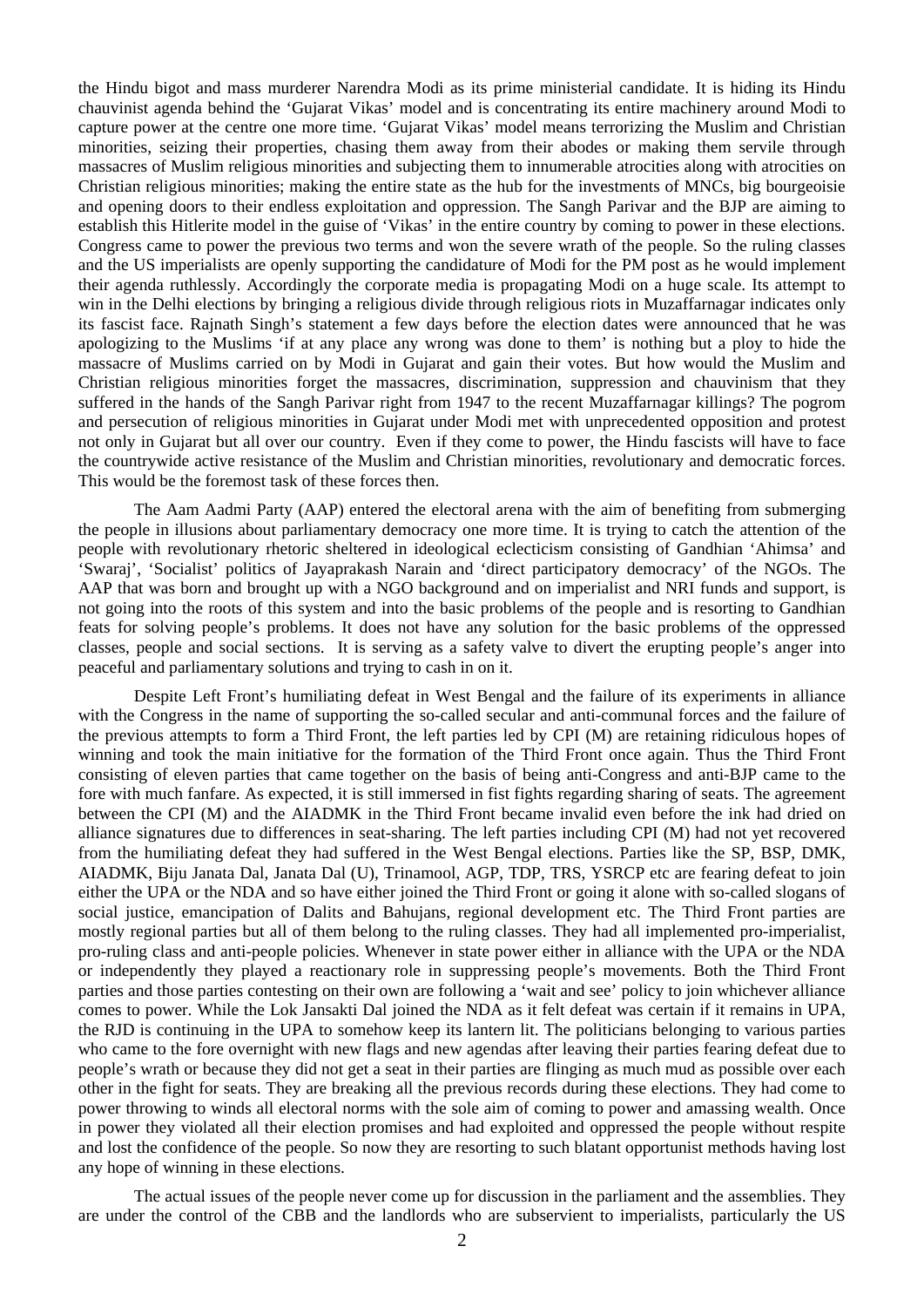the Hindu bigot and mass murderer Narendra Modi as its prime ministerial candidate. It is hiding its Hindu chauvinist agenda behind the 'Gujarat Vikas' model and is concentrating its entire machinery around Modi to capture power at the centre one more time. 'Gujarat Vikas' model means terrorizing the Muslim and Christian minorities, seizing their properties, chasing them away from their abodes or making them servile through massacres of Muslim religious minorities and subjecting them to innumerable atrocities along with atrocities on Christian religious minorities; making the entire state as the hub for the investments of MNCs, big bourgeoisie and opening doors to their endless exploitation and oppression. The Sangh Parivar and the BJP are aiming to establish this Hitlerite model in the guise of 'Vikas' in the entire country by coming to power in these elections. Congress came to power the previous two terms and won the severe wrath of the people. So the ruling classes and the US imperialists are openly supporting the candidature of Modi for the PM post as he would implement their agenda ruthlessly. Accordingly the corporate media is propagating Modi on a huge scale. Its attempt to win in the Delhi elections by bringing a religious divide through religious riots in Muzaffarnagar indicates only its fascist face. Rajnath Singh's statement a few days before the election dates were announced that he was apologizing to the Muslims 'if at any place any wrong was done to them' is nothing but a ploy to hide the massacre of Muslims carried on by Modi in Gujarat and gain their votes. But how would the Muslim and Christian religious minorities forget the massacres, discrimination, suppression and chauvinism that they suffered in the hands of the Sangh Parivar right from 1947 to the recent Muzaffarnagar killings? The pogrom and persecution of religious minorities in Gujarat under Modi met with unprecedented opposition and protest not only in Gujarat but all over our country. Even if they come to power, the Hindu fascists will have to face the countrywide active resistance of the Muslim and Christian minorities, revolutionary and democratic forces. This would be the foremost task of these forces then.

The Aam Aadmi Party (AAP) entered the electoral arena with the aim of benefiting from submerging the people in illusions about parliamentary democracy one more time. It is trying to catch the attention of the people with revolutionary rhetoric sheltered in ideological eclecticism consisting of Gandhian 'Ahimsa' and 'Swaraj', 'Socialist' politics of Jayaprakash Narain and 'direct participatory democracy' of the NGOs. The AAP that was born and brought up with a NGO background and on imperialist and NRI funds and support, is not going into the roots of this system and into the basic problems of the people and is resorting to Gandhian feats for solving people's problems. It does not have any solution for the basic problems of the oppressed classes, people and social sections. It is serving as a safety valve to divert the erupting people's anger into peaceful and parliamentary solutions and trying to cash in on it.

Despite Left Front's humiliating defeat in West Bengal and the failure of its experiments in alliance with the Congress in the name of supporting the so-called secular and anti-communal forces and the failure of the previous attempts to form a Third Front, the left parties led by CPI (M) are retaining ridiculous hopes of winning and took the main initiative for the formation of the Third Front once again. Thus the Third Front consisting of eleven parties that came together on the basis of being anti-Congress and anti-BJP came to the fore with much fanfare. As expected, it is still immersed in fist fights regarding sharing of seats. The agreement between the CPI (M) and the AIADMK in the Third Front became invalid even before the ink had dried on alliance signatures due to differences in seat-sharing. The left parties including CPI (M) had not yet recovered from the humiliating defeat they had suffered in the West Bengal elections. Parties like the SP, BSP, DMK, AIADMK, Biju Janata Dal, Janata Dal (U), Trinamool, AGP, TDP, TRS, YSRCP etc are fearing defeat to join either the UPA or the NDA and so have either joined the Third Front or going it alone with so-called slogans of social justice, emancipation of Dalits and Bahujans, regional development etc. The Third Front parties are mostly regional parties but all of them belong to the ruling classes. They had all implemented pro-imperialist, pro-ruling class and anti-people policies. Whenever in state power either in alliance with the UPA or the NDA or independently they played a reactionary role in suppressing people's movements. Both the Third Front parties and those parties contesting on their own are following a 'wait and see' policy to join whichever alliance comes to power. While the Lok Jansakti Dal joined the NDA as it felt defeat was certain if it remains in UPA, the RJD is continuing in the UPA to somehow keep its lantern lit. The politicians belonging to various parties who came to the fore overnight with new flags and new agendas after leaving their parties fearing defeat due to people's wrath or because they did not get a seat in their parties are flinging as much mud as possible over each other in the fight for seats. They are breaking all the previous records during these elections. They had come to power throwing to winds all electoral norms with the sole aim of coming to power and amassing wealth. Once in power they violated all their election promises and had exploited and oppressed the people without respite and lost the confidence of the people. So now they are resorting to such blatant opportunist methods having lost any hope of winning in these elections.

The actual issues of the people never come up for discussion in the parliament and the assemblies. They are under the control of the CBB and the landlords who are subservient to imperialists, particularly the US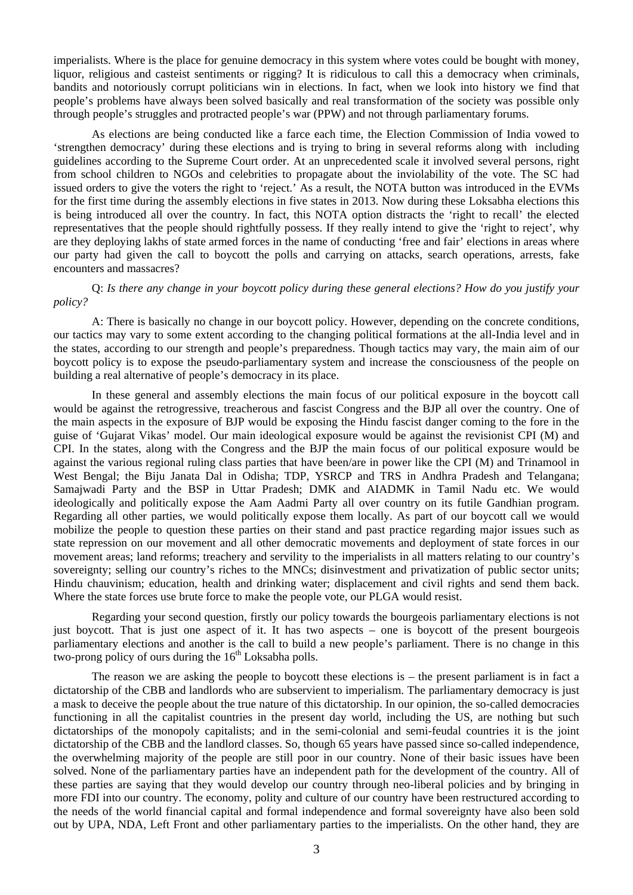imperialists. Where is the place for genuine democracy in this system where votes could be bought with money, liquor, religious and casteist sentiments or rigging? It is ridiculous to call this a democracy when criminals, bandits and notoriously corrupt politicians win in elections. In fact, when we look into history we find that people's problems have always been solved basically and real transformation of the society was possible only through people's struggles and protracted people's war (PPW) and not through parliamentary forums.

As elections are being conducted like a farce each time, the Election Commission of India vowed to 'strengthen democracy' during these elections and is trying to bring in several reforms along with including guidelines according to the Supreme Court order. At an unprecedented scale it involved several persons, right from school children to NGOs and celebrities to propagate about the inviolability of the vote. The SC had issued orders to give the voters the right to 'reject.' As a result, the NOTA button was introduced in the EVMs for the first time during the assembly elections in five states in 2013. Now during these Loksabha elections this is being introduced all over the country. In fact, this NOTA option distracts the 'right to recall' the elected representatives that the people should rightfully possess. If they really intend to give the 'right to reject', why are they deploying lakhs of state armed forces in the name of conducting 'free and fair' elections in areas where our party had given the call to boycott the polls and carrying on attacks, search operations, arrests, fake encounters and massacres?

Q: *Is there any change in your boycott policy during these general elections? How do you justify your policy?*

A: There is basically no change in our boycott policy. However, depending on the concrete conditions, our tactics may vary to some extent according to the changing political formations at the all-India level and in the states, according to our strength and people's preparedness. Though tactics may vary, the main aim of our boycott policy is to expose the pseudo-parliamentary system and increase the consciousness of the people on building a real alternative of people's democracy in its place.

In these general and assembly elections the main focus of our political exposure in the boycott call would be against the retrogressive, treacherous and fascist Congress and the BJP all over the country. One of the main aspects in the exposure of BJP would be exposing the Hindu fascist danger coming to the fore in the guise of 'Gujarat Vikas' model. Our main ideological exposure would be against the revisionist CPI (M) and CPI. In the states, along with the Congress and the BJP the main focus of our political exposure would be against the various regional ruling class parties that have been/are in power like the CPI (M) and Trinamool in West Bengal; the Biju Janata Dal in Odisha; TDP, YSRCP and TRS in Andhra Pradesh and Telangana; Samajwadi Party and the BSP in Uttar Pradesh; DMK and AIADMK in Tamil Nadu etc. We would ideologically and politically expose the Aam Aadmi Party all over country on its futile Gandhian program. Regarding all other parties, we would politically expose them locally. As part of our boycott call we would mobilize the people to question these parties on their stand and past practice regarding major issues such as state repression on our movement and all other democratic movements and deployment of state forces in our movement areas; land reforms; treachery and servility to the imperialists in all matters relating to our country's sovereignty; selling our country's riches to the MNCs; disinvestment and privatization of public sector units; Hindu chauvinism; education, health and drinking water; displacement and civil rights and send them back. Where the state forces use brute force to make the people vote, our PLGA would resist.

Regarding your second question, firstly our policy towards the bourgeois parliamentary elections is not just boycott. That is just one aspect of it. It has two aspects – one is boycott of the present bourgeois parliamentary elections and another is the call to build a new people's parliament. There is no change in this two-prong policy of ours during the 16th Loksabha polls.

The reason we are asking the people to boycott these elections is – the present parliament is in fact a dictatorship of the CBB and landlords who are subservient to imperialism. The parliamentary democracy is just a mask to deceive the people about the true nature of this dictatorship. In our opinion, the so-called democracies functioning in all the capitalist countries in the present day world, including the US, are nothing but such dictatorships of the monopoly capitalists; and in the semi-colonial and semi-feudal countries it is the joint dictatorship of the CBB and the landlord classes. So, though 65 years have passed since so-called independence, the overwhelming majority of the people are still poor in our country. None of their basic issues have been solved. None of the parliamentary parties have an independent path for the development of the country. All of these parties are saying that they would develop our country through neo-liberal policies and by bringing in more FDI into our country. The economy, polity and culture of our country have been restructured according to the needs of the world financial capital and formal independence and formal sovereignty have also been sold out by UPA, NDA, Left Front and other parliamentary parties to the imperialists. On the other hand, they are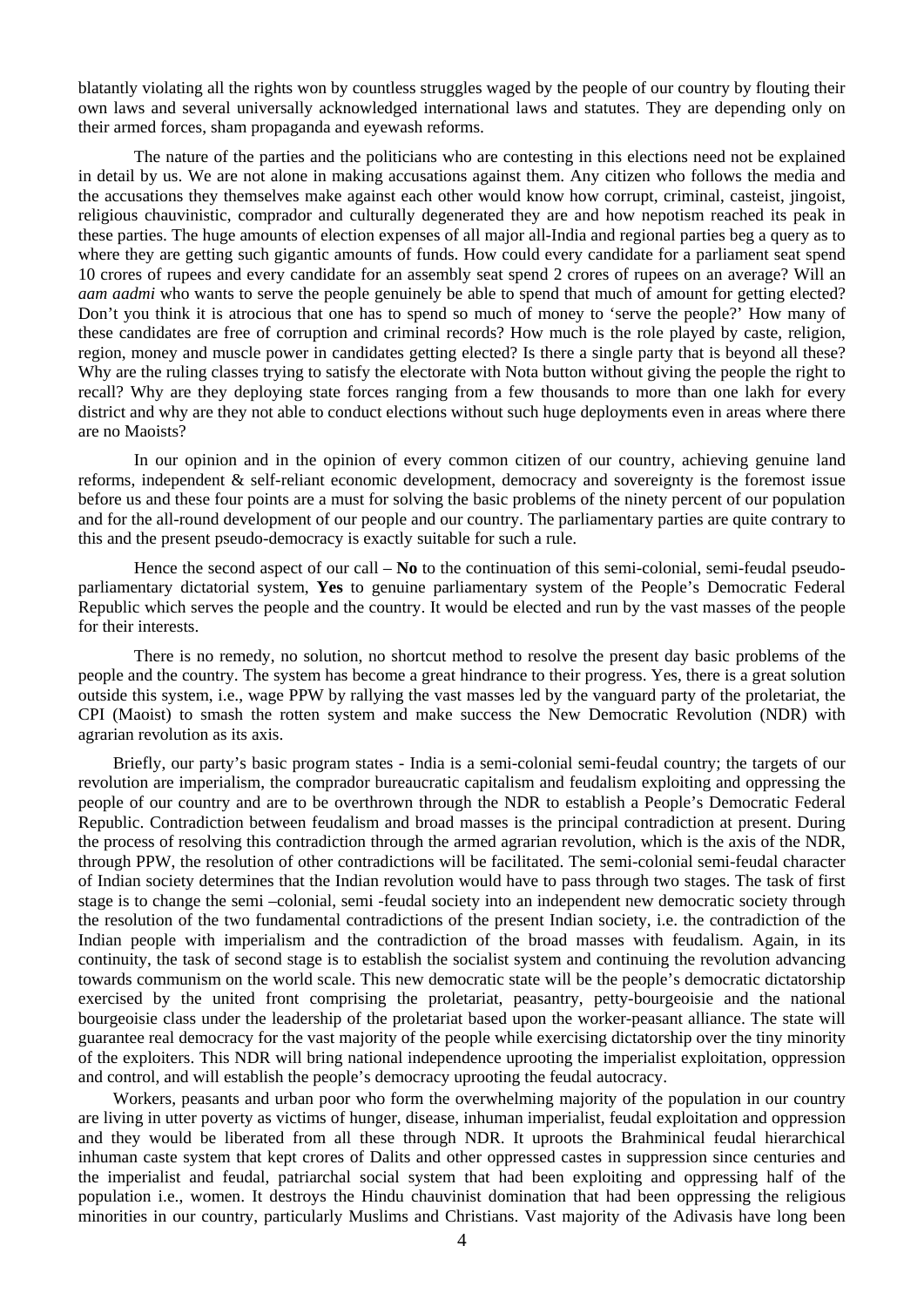blatantly violating all the rights won by countless struggles waged by the people of our country by flouting their own laws and several universally acknowledged international laws and statutes. They are depending only on their armed forces, sham propaganda and eyewash reforms.

The nature of the parties and the politicians who are contesting in this elections need not be explained in detail by us. We are not alone in making accusations against them. Any citizen who follows the media and the accusations they themselves make against each other would know how corrupt, criminal, casteist, jingoist, religious chauvinistic, comprador and culturally degenerated they are and how nepotism reached its peak in these parties. The huge amounts of election expenses of all major all-India and regional parties beg a query as to where they are getting such gigantic amounts of funds. How could every candidate for a parliament seat spend 10 crores of rupees and every candidate for an assembly seat spend 2 crores of rupees on an average? Will an *aam aadmi* who wants to serve the people genuinely be able to spend that much of amount for getting elected? Don't you think it is atrocious that one has to spend so much of money to 'serve the people?' How many of these candidates are free of corruption and criminal records? How much is the role played by caste, religion, region, money and muscle power in candidates getting elected? Is there a single party that is beyond all these? Why are the ruling classes trying to satisfy the electorate with Nota button without giving the people the right to recall? Why are they deploying state forces ranging from a few thousands to more than one lakh for every district and why are they not able to conduct elections without such huge deployments even in areas where there are no Maoists?

In our opinion and in the opinion of every common citizen of our country, achieving genuine land reforms, independent & self-reliant economic development, democracy and sovereignty is the foremost issue before us and these four points are a must for solving the basic problems of the ninety percent of our population and for the all-round development of our people and our country. The parliamentary parties are quite contrary to this and the present pseudo-democracy is exactly suitable for such a rule.

Hence the second aspect of our call – **No** to the continuation of this semi-colonial, semi-feudal pseudo-parliamentary dictatorial system, **Yes** to genuine parliamentary system of the People's Democratic Federal Republic which serves the people and the country. It would be elected and run by the vast masses of the people for their interests.

There is no remedy, no solution, no shortcut method to resolve the present day basic problems of the people and the country. The system has become a great hindrance to their progress. Yes, there is a great solution outside this system, i.e., wage PPW by rallying the vast masses led by the vanguard party of the proletariat, the CPI (Maoist) to smash the rotten system and make success the New Democratic Revolution (NDR) with agrarian revolution as its axis.

Briefly, our party's basic program states - India is a semi-colonial semi-feudal country; the targets of our revolution are imperialism, the comprador bureaucratic capitalism and feudalism exploiting and oppressing the people of our country and are to be overthrown through the NDR to establish a People's Democratic Federal Republic. Contradiction between feudalism and broad masses is the principal contradiction at present. During the process of resolving this contradiction through the armed agrarian revolution, which is the axis of the NDR, through PPW, the resolution of other contradictions will be facilitated. The semi-colonial semi-feudal character of Indian society determines that the Indian revolution would have to pass through two stages. The task of first stage is to change the semi –colonial, semi -feudal society into an independent new democratic society through the resolution of the two fundamental contradictions of the present Indian society, i.e. the contradiction of the Indian people with imperialism and the contradiction of the broad masses with feudalism. Again, in its continuity, the task of second stage is to establish the socialist system and continuing the revolution advancing towards communism on the world scale. This new democratic state will be the people's democratic dictatorship exercised by the united front comprising the proletariat, peasantry, petty-bourgeoisie and the national bourgeoisie class under the leadership of the proletariat based upon the worker-peasant alliance. The state will guarantee real democracy for the vast majority of the people while exercising dictatorship over the tiny minority of the exploiters. This NDR will bring national independence uprooting the imperialist exploitation, oppression and control, and will establish the people's democracy uprooting the feudal autocracy.

Workers, peasants and urban poor who form the overwhelming majority of the population in our country are living in utter poverty as victims of hunger, disease, inhuman imperialist, feudal exploitation and oppression and they would be liberated from all these through NDR. It uproots the Brahminical feudal hierarchical inhuman caste system that kept crores of Dalits and other oppressed castes in suppression since centuries and the imperialist and feudal, patriarchal social system that had been exploiting and oppressing half of the population i.e., women. It destroys the Hindu chauvinist domination that had been oppressing the religious minorities in our country, particularly Muslims and Christians. Vast majority of the Adivasis have long been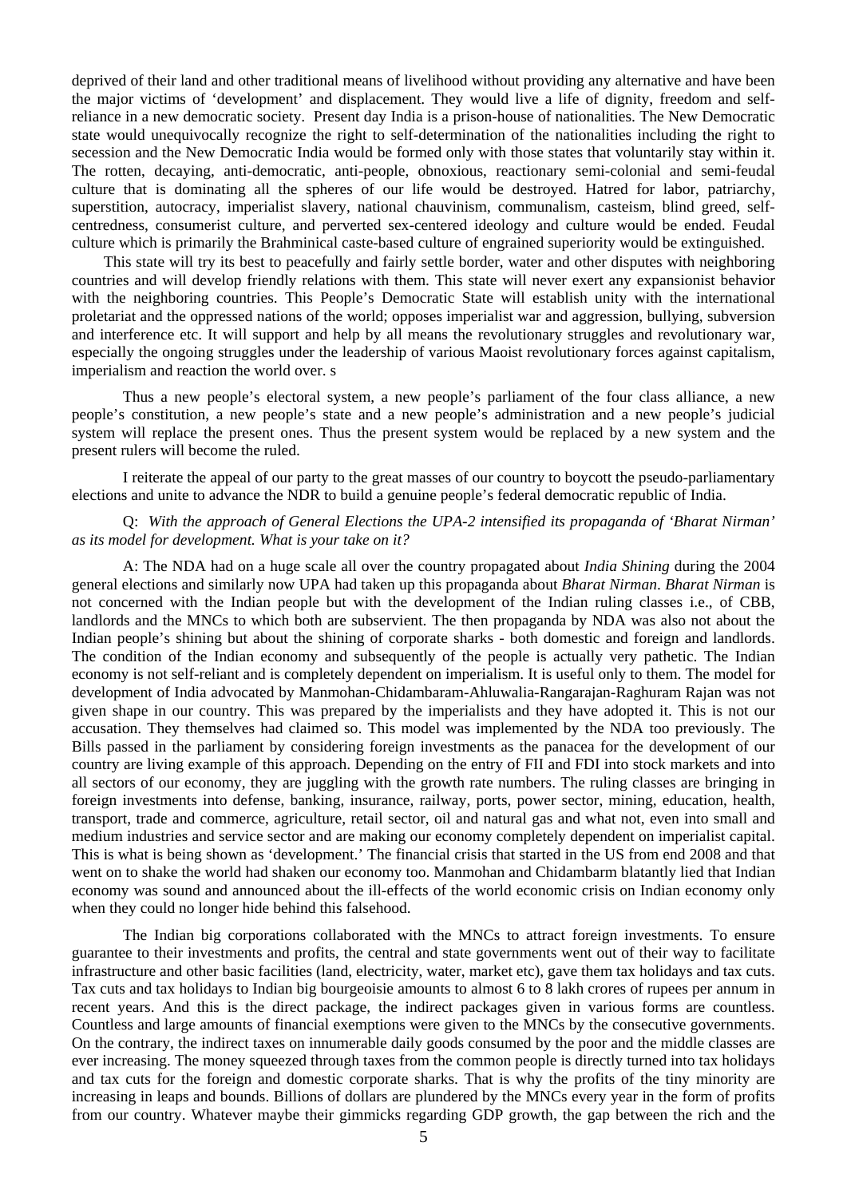deprived of their land and other traditional means of livelihood without providing any alternative and have been the major victims of 'development' and displacement. They would live a life of dignity, freedom and self-reliance in a new democratic society. Present day India is a prison-house of nationalities. The New Democratic state would unequivocally recognize the right to self-determination of the nationalities including the right to secession and the New Democratic India would be formed only with those states that voluntarily stay within it. The rotten, decaying, anti-democratic, anti-people, obnoxious, reactionary semi-colonial and semi-feudal culture that is dominating all the spheres of our life would be destroyed. Hatred for labor, patriarchy, superstition, autocracy, imperialist slavery, national chauvinism, communalism, casteism, blind greed, self-centredness, consumerist culture, and perverted sex-centered ideology and culture would be ended. Feudal culture which is primarily the Brahminical caste-based culture of engrained superiority would be extinguished.

This state will try its best to peacefully and fairly settle border, water and other disputes with neighboring countries and will develop friendly relations with them. This state will never exert any expansionist behavior with the neighboring countries. This People's Democratic State will establish unity with the international proletariat and the oppressed nations of the world; opposes imperialist war and aggression, bullying, subversion and interference etc. It will support and help by all means the revolutionary struggles and revolutionary war, especially the ongoing struggles under the leadership of various Maoist revolutionary forces against capitalism, imperialism and reaction the world over. s

Thus a new people's electoral system, a new people's parliament of the four class alliance, a new people's constitution, a new people's state and a new people's administration and a new people's judicial system will replace the present ones. Thus the present system would be replaced by a new system and the present rulers will become the ruled.

I reiterate the appeal of our party to the great masses of our country to boycott the pseudo-parliamentary elections and unite to advance the NDR to build a genuine people's federal democratic republic of India.

Q: *With the approach of General Elections the UPA-2 intensified its propaganda of 'Bharat Nirman' as its model for development. What is your take on it?*

A: The NDA had on a huge scale all over the country propagated about *India Shining* during the 2004 general elections and similarly now UPA had taken up this propaganda about *Bharat Nirman*. *Bharat Nirman* is not concerned with the Indian people but with the development of the Indian ruling classes i.e., of CBB, landlords and the MNCs to which both are subservient. The then propaganda by NDA was also not about the Indian people's shining but about the shining of corporate sharks - both domestic and foreign and landlords. The condition of the Indian economy and subsequently of the people is actually very pathetic. The Indian economy is not self-reliant and is completely dependent on imperialism. It is useful only to them. The model for development of India advocated by Manmohan-Chidambaram-Ahluwalia-Rangarajan-Raghuram Rajan was not given shape in our country. This was prepared by the imperialists and they have adopted it. This is not our accusation. They themselves had claimed so. This model was implemented by the NDA too previously. The Bills passed in the parliament by considering foreign investments as the panacea for the development of our country are living example of this approach. Depending on the entry of FII and FDI into stock markets and into all sectors of our economy, they are juggling with the growth rate numbers. The ruling classes are bringing in foreign investments into defense, banking, insurance, railway, ports, power sector, mining, education, health, transport, trade and commerce, agriculture, retail sector, oil and natural gas and what not, even into small and medium industries and service sector and are making our economy completely dependent on imperialist capital. This is what is being shown as 'development.' The financial crisis that started in the US from end 2008 and that went on to shake the world had shaken our economy too. Manmohan and Chidambarm blatantly lied that Indian economy was sound and announced about the ill-effects of the world economic crisis on Indian economy only when they could no longer hide behind this falsehood.

The Indian big corporations collaborated with the MNCs to attract foreign investments. To ensure guarantee to their investments and profits, the central and state governments went out of their way to facilitate infrastructure and other basic facilities (land, electricity, water, market etc), gave them tax holidays and tax cuts. Tax cuts and tax holidays to Indian big bourgeoisie amounts to almost 6 to 8 lakh crores of rupees per annum in recent years. And this is the direct package, the indirect packages given in various forms are countless. Countless and large amounts of financial exemptions were given to the MNCs by the consecutive governments. On the contrary, the indirect taxes on innumerable daily goods consumed by the poor and the middle classes are ever increasing. The money squeezed through taxes from the common people is directly turned into tax holidays and tax cuts for the foreign and domestic corporate sharks. That is why the profits of the tiny minority are increasing in leaps and bounds. Billions of dollars are plundered by the MNCs every year in the form of profits from our country. Whatever maybe their gimmicks regarding GDP growth, the gap between the rich and the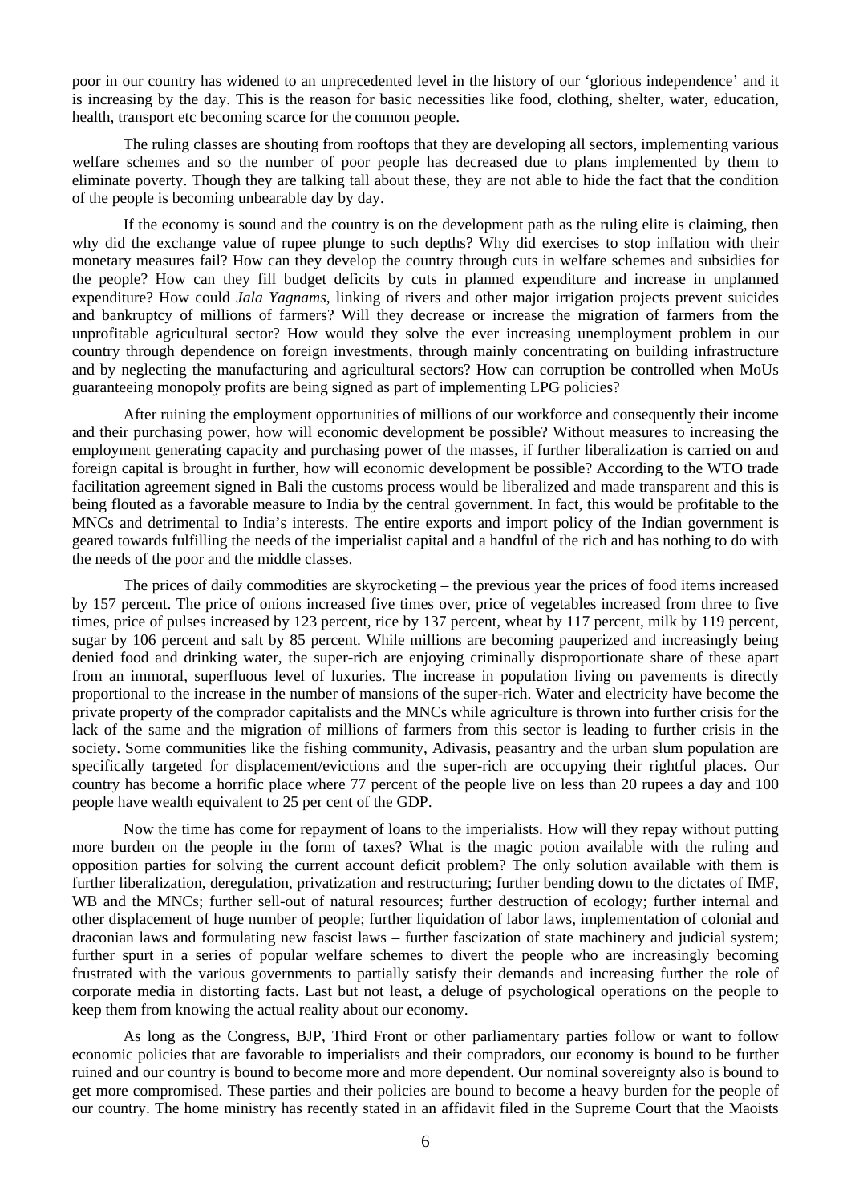poor in our country has widened to an unprecedented level in the history of our 'glorious independence' and it is increasing by the day. This is the reason for basic necessities like food, clothing, shelter, water, education, health, transport etc becoming scarce for the common people.

The ruling classes are shouting from rooftops that they are developing all sectors, implementing various welfare schemes and so the number of poor people has decreased due to plans implemented by them to eliminate poverty. Though they are talking tall about these, they are not able to hide the fact that the condition of the people is becoming unbearable day by day.

If the economy is sound and the country is on the development path as the ruling elite is claiming, then why did the exchange value of rupee plunge to such depths? Why did exercises to stop inflation with their monetary measures fail? How can they develop the country through cuts in welfare schemes and subsidies for the people? How can they fill budget deficits by cuts in planned expenditure and increase in unplanned expenditure? How could *Jala Yagnams*, linking of rivers and other major irrigation projects prevent suicides and bankruptcy of millions of farmers? Will they decrease or increase the migration of farmers from the unprofitable agricultural sector? How would they solve the ever increasing unemployment problem in our country through dependence on foreign investments, through mainly concentrating on building infrastructure and by neglecting the manufacturing and agricultural sectors? How can corruption be controlled when MoUs guaranteeing monopoly profits are being signed as part of implementing LPG policies?

After ruining the employment opportunities of millions of our workforce and consequently their income and their purchasing power, how will economic development be possible? Without measures to increasing the employment generating capacity and purchasing power of the masses, if further liberalization is carried on and foreign capital is brought in further, how will economic development be possible? According to the WTO trade facilitation agreement signed in Bali the customs process would be liberalized and made transparent and this is being flouted as a favorable measure to India by the central government. In fact, this would be profitable to the MNCs and detrimental to India's interests. The entire exports and import policy of the Indian government is geared towards fulfilling the needs of the imperialist capital and a handful of the rich and has nothing to do with the needs of the poor and the middle classes.

The prices of daily commodities are skyrocketing – the previous year the prices of food items increased by 157 percent. The price of onions increased five times over, price of vegetables increased from three to five times, price of pulses increased by 123 percent, rice by 137 percent, wheat by 117 percent, milk by 119 percent, sugar by 106 percent and salt by 85 percent. While millions are becoming pauperized and increasingly being denied food and drinking water, the super-rich are enjoying criminally disproportionate share of these apart from an immoral, superfluous level of luxuries. The increase in population living on pavements is directly proportional to the increase in the number of mansions of the super-rich. Water and electricity have become the private property of the comprador capitalists and the MNCs while agriculture is thrown into further crisis for the lack of the same and the migration of millions of farmers from this sector is leading to further crisis in the society. Some communities like the fishing community, Adivasis, peasantry and the urban slum population are specifically targeted for displacement/evictions and the super-rich are occupying their rightful places. Our country has become a horrific place where 77 percent of the people live on less than 20 rupees a day and 100 people have wealth equivalent to 25 per cent of the GDP.

Now the time has come for repayment of loans to the imperialists. How will they repay without putting more burden on the people in the form of taxes? What is the magic potion available with the ruling and opposition parties for solving the current account deficit problem? The only solution available with them is further liberalization, deregulation, privatization and restructuring; further bending down to the dictates of IMF, WB and the MNCs; further sell-out of natural resources; further destruction of ecology; further internal and other displacement of huge number of people; further liquidation of labor laws, implementation of colonial and draconian laws and formulating new fascist laws – further fascization of state machinery and judicial system; further spurt in a series of popular welfare schemes to divert the people who are increasingly becoming frustrated with the various governments to partially satisfy their demands and increasing further the role of corporate media in distorting facts. Last but not least, a deluge of psychological operations on the people to keep them from knowing the actual reality about our economy.

As long as the Congress, BJP, Third Front or other parliamentary parties follow or want to follow economic policies that are favorable to imperialists and their compradors, our economy is bound to be further ruined and our country is bound to become more and more dependent. Our nominal sovereignty also is bound to get more compromised. These parties and their policies are bound to become a heavy burden for the people of our country. The home ministry has recently stated in an affidavit filed in the Supreme Court that the Maoists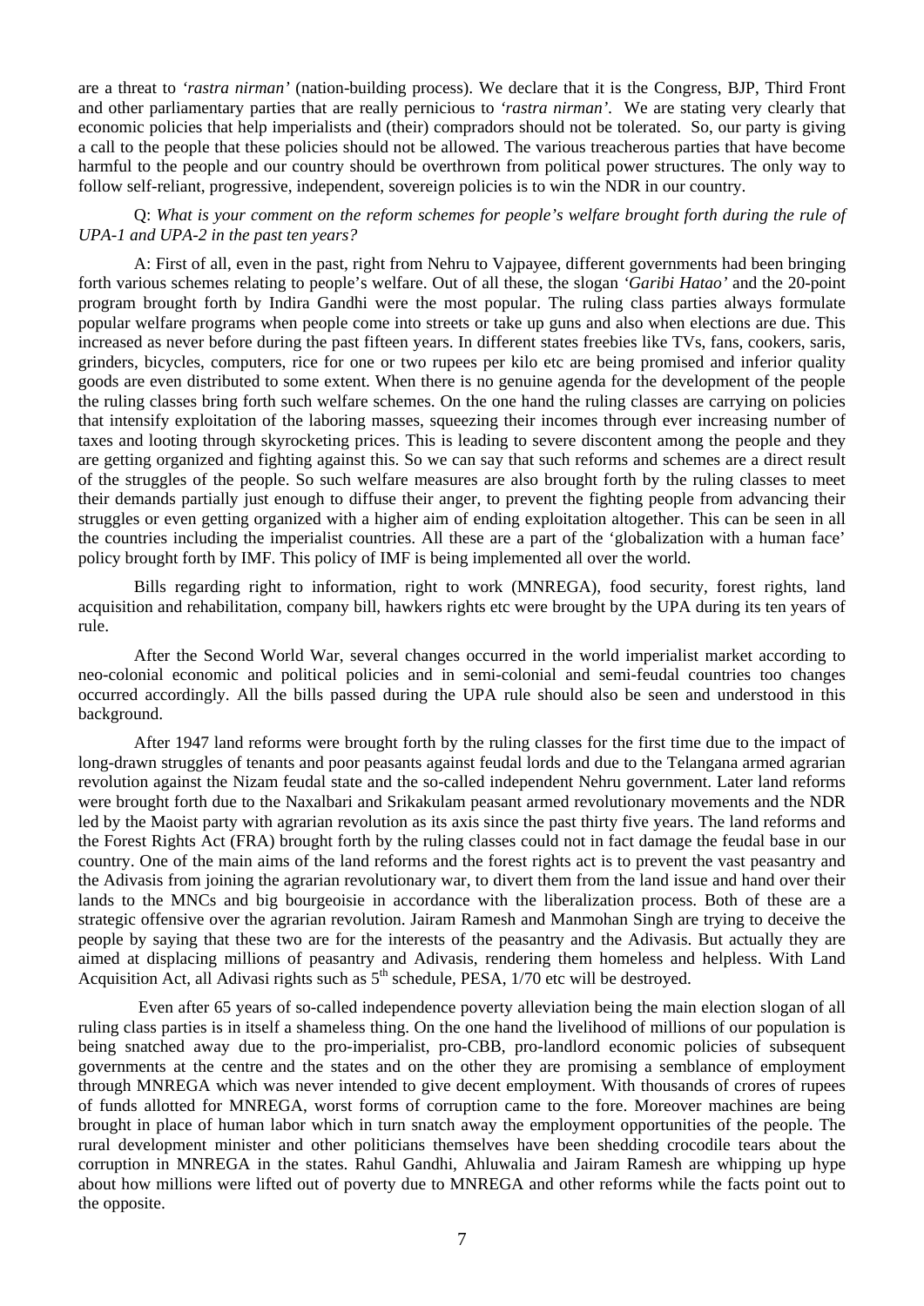are a threat to *'rastra nirman'* (nation-building process). We declare that it is the Congress, BJP, Third Front and other parliamentary parties that are really pernicious to *'rastra nirman'*. We are stating very clearly that economic policies that help imperialists and (their) compradors should not be tolerated. So, our party is giving a call to the people that these policies should not be allowed. The various treacherous parties that have become harmful to the people and our country should be overthrown from political power structures. The only way to follow self-reliant, progressive, independent, sovereign policies is to win the NDR in our country.

Q: *What is your comment on the reform schemes for people's welfare brought forth during the rule of UPA-1 and UPA-2 in the past ten years?*

A: First of all, even in the past, right from Nehru to Vajpayee, different governments had been bringing forth various schemes relating to people's welfare. Out of all these, the slogan *'Garibi Hatao'* and the 20-point program brought forth by Indira Gandhi were the most popular. The ruling class parties always formulate popular welfare programs when people come into streets or take up guns and also when elections are due. This increased as never before during the past fifteen years. In different states freebies like TVs, fans, cookers, saris, grinders, bicycles, computers, rice for one or two rupees per kilo etc are being promised and inferior quality goods are even distributed to some extent. When there is no genuine agenda for the development of the people the ruling classes bring forth such welfare schemes. On the one hand the ruling classes are carrying on policies that intensify exploitation of the laboring masses, squeezing their incomes through ever increasing number of taxes and looting through skyrocketing prices. This is leading to severe discontent among the people and they are getting organized and fighting against this. So we can say that such reforms and schemes are a direct result of the struggles of the people. So such welfare measures are also brought forth by the ruling classes to meet their demands partially just enough to diffuse their anger, to prevent the fighting people from advancing their struggles or even getting organized with a higher aim of ending exploitation altogether. This can be seen in all the countries including the imperialist countries. All these are a part of the 'globalization with a human face' policy brought forth by IMF. This policy of IMF is being implemented all over the world.

Bills regarding right to information, right to work (MNREGA), food security, forest rights, land acquisition and rehabilitation, company bill, hawkers rights etc were brought by the UPA during its ten years of rule.

After the Second World War, several changes occurred in the world imperialist market according to neo-colonial economic and political policies and in semi-colonial and semi-feudal countries too changes occurred accordingly. All the bills passed during the UPA rule should also be seen and understood in this background.

After 1947 land reforms were brought forth by the ruling classes for the first time due to the impact of long-drawn struggles of tenants and poor peasants against feudal lords and due to the Telangana armed agrarian revolution against the Nizam feudal state and the so-called independent Nehru government. Later land reforms were brought forth due to the Naxalbari and Srikakulam peasant armed revolutionary movements and the NDR led by the Maoist party with agrarian revolution as its axis since the past thirty five years. The land reforms and the Forest Rights Act (FRA) brought forth by the ruling classes could not in fact damage the feudal base in our country. One of the main aims of the land reforms and the forest rights act is to prevent the vast peasantry and the Adivasis from joining the agrarian revolutionary war, to divert them from the land issue and hand over their lands to the MNCs and big bourgeoisie in accordance with the liberalization process. Both of these are a strategic offensive over the agrarian revolution. Jairam Ramesh and Manmohan Singh are trying to deceive the people by saying that these two are for the interests of the peasantry and the Adivasis. But actually they are aimed at displacing millions of peasantry and Adivasis, rendering them homeless and helpless. With Land Acquisition Act, all Adivasi rights such as 5th schedule, PESA, 1/70 etc will be destroyed.

Even after 65 years of so-called independence poverty alleviation being the main election slogan of all ruling class parties is in itself a shameless thing. On the one hand the livelihood of millions of our population is being snatched away due to the pro-imperialist, pro-CBB, pro-landlord economic policies of subsequent governments at the centre and the states and on the other they are promising a semblance of employment through MNREGA which was never intended to give decent employment. With thousands of crores of rupees of funds allotted for MNREGA, worst forms of corruption came to the fore. Moreover machines are being brought in place of human labor which in turn snatch away the employment opportunities of the people. The rural development minister and other politicians themselves have been shedding crocodile tears about the corruption in MNREGA in the states. Rahul Gandhi, Ahluwalia and Jairam Ramesh are whipping up hype about how millions were lifted out of poverty due to MNREGA and other reforms while the facts point out to the opposite.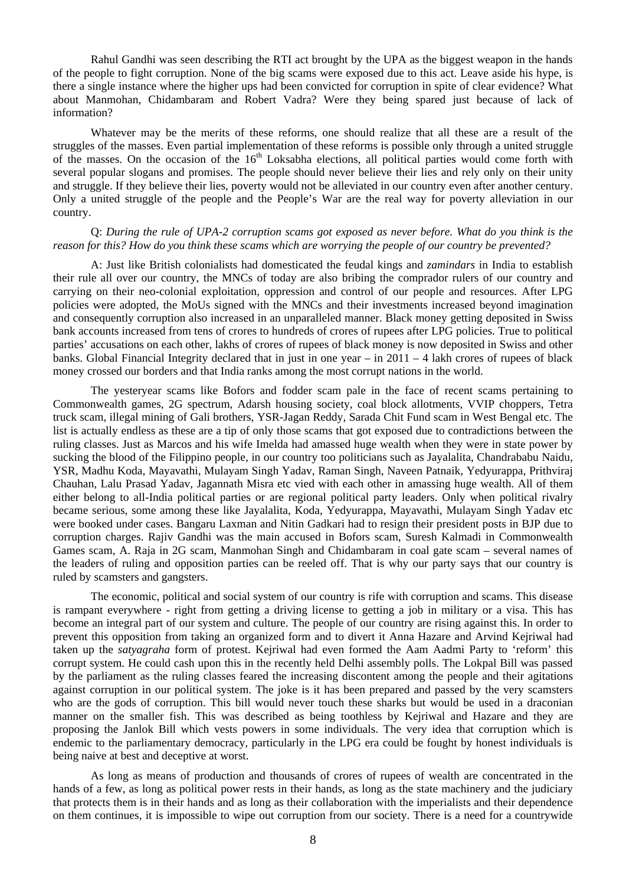Rahul Gandhi was seen describing the RTI act brought by the UPA as the biggest weapon in the hands of the people to fight corruption. None of the big scams were exposed due to this act. Leave aside his hype, is there a single instance where the higher ups had been convicted for corruption in spite of clear evidence? What about Manmohan, Chidambaram and Robert Vadra? Were they being spared just because of lack of information?

Whatever may be the merits of these reforms, one should realize that all these are a result of the struggles of the masses. Even partial implementation of these reforms is possible only through a united struggle of the masses. On the occasion of the 16th Loksabha elections, all political parties would come forth with several popular slogans and promises. The people should never believe their lies and rely only on their unity and struggle. If they believe their lies, poverty would not be alleviated in our country even after another century. Only a united struggle of the people and the People's War are the real way for poverty alleviation in our country.

Q: *During the rule of UPA-2 corruption scams got exposed as never before. What do you think is the reason for this? How do you think these scams which are worrying the people of our country be prevented?*

A: Just like British colonialists had domesticated the feudal kings and *zamindars* in India to establish their rule all over our country, the MNCs of today are also bribing the comprador rulers of our country and carrying on their neo-colonial exploitation, oppression and control of our people and resources. After LPG policies were adopted, the MoUs signed with the MNCs and their investments increased beyond imagination and consequently corruption also increased in an unparalleled manner. Black money getting deposited in Swiss bank accounts increased from tens of crores to hundreds of crores of rupees after LPG policies. True to political parties' accusations on each other, lakhs of crores of rupees of black money is now deposited in Swiss and other banks. Global Financial Integrity declared that in just in one year – in 2011 – 4 lakh crores of rupees of black money crossed our borders and that India ranks among the most corrupt nations in the world.

The yesteryear scams like Bofors and fodder scam pale in the face of recent scams pertaining to Commonwealth games, 2G spectrum, Adarsh housing society, coal block allotments, VVIP choppers, Tetra truck scam, illegal mining of Gali brothers, YSR-Jagan Reddy, Sarada Chit Fund scam in West Bengal etc. The list is actually endless as these are a tip of only those scams that got exposed due to contradictions between the ruling classes. Just as Marcos and his wife Imelda had amassed huge wealth when they were in state power by sucking the blood of the Filippino people, in our country too politicians such as Jayalalita, Chandrababu Naidu, YSR, Madhu Koda, Mayavathi, Mulayam Singh Yadav, Raman Singh, Naveen Patnaik, Yedyurappa, Prithviraj Chauhan, Lalu Prasad Yadav, Jagannath Misra etc vied with each other in amassing huge wealth. All of them either belong to all-India political parties or are regional political party leaders. Only when political rivalry became serious, some among these like Jayalalita, Koda, Yedyurappa, Mayavathi, Mulayam Singh Yadav etc were booked under cases. Bangaru Laxman and Nitin Gadkari had to resign their president posts in BJP due to corruption charges. Rajiv Gandhi was the main accused in Bofors scam, Suresh Kalmadi in Commonwealth Games scam, A. Raja in 2G scam, Manmohan Singh and Chidambaram in coal gate scam – several names of the leaders of ruling and opposition parties can be reeled off. That is why our party says that our country is ruled by scamsters and gangsters.

The economic, political and social system of our country is rife with corruption and scams. This disease is rampant everywhere - right from getting a driving license to getting a job in military or a visa. This has become an integral part of our system and culture. The people of our country are rising against this. In order to prevent this opposition from taking an organized form and to divert it Anna Hazare and Arvind Kejriwal had taken up the *satyagraha* form of protest. Kejriwal had even formed the Aam Aadmi Party to 'reform' this corrupt system. He could cash upon this in the recently held Delhi assembly polls. The Lokpal Bill was passed by the parliament as the ruling classes feared the increasing discontent among the people and their agitations against corruption in our political system. The joke is it has been prepared and passed by the very scamsters who are the gods of corruption. This bill would never touch these sharks but would be used in a draconian manner on the smaller fish. This was described as being toothless by Kejriwal and Hazare and they are proposing the Janlok Bill which vests powers in some individuals. The very idea that corruption which is endemic to the parliamentary democracy, particularly in the LPG era could be fought by honest individuals is being naive at best and deceptive at worst.

As long as means of production and thousands of crores of rupees of wealth are concentrated in the hands of a few, as long as political power rests in their hands, as long as the state machinery and the judiciary that protects them is in their hands and as long as their collaboration with the imperialists and their dependence on them continues, it is impossible to wipe out corruption from our society. There is a need for a countrywide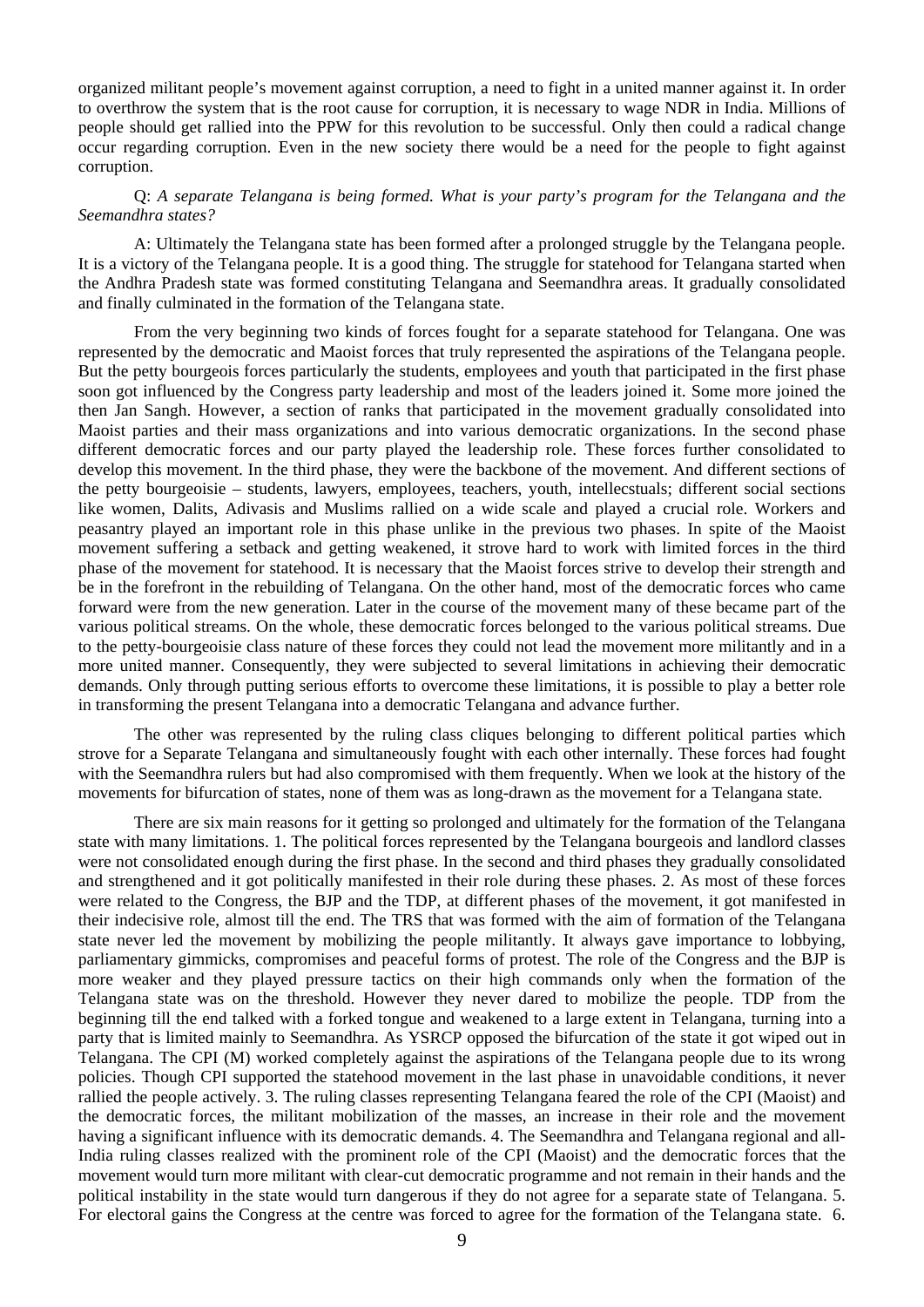organized militant people's movement against corruption, a need to fight in a united manner against it. In order to overthrow the system that is the root cause for corruption, it is necessary to wage NDR in India. Millions of people should get rallied into the PPW for this revolution to be successful. Only then could a radical change occur regarding corruption. Even in the new society there would be a need for the people to fight against corruption.

Q: *A separate Telangana is being formed. What is your party's program for the Telangana and the Seemandhra states?*

A: Ultimately the Telangana state has been formed after a prolonged struggle by the Telangana people. It is a victory of the Telangana people. It is a good thing. The struggle for statehood for Telangana started when the Andhra Pradesh state was formed constituting Telangana and Seemandhra areas. It gradually consolidated and finally culminated in the formation of the Telangana state.

From the very beginning two kinds of forces fought for a separate statehood for Telangana. One was represented by the democratic and Maoist forces that truly represented the aspirations of the Telangana people. But the petty bourgeois forces particularly the students, employees and youth that participated in the first phase soon got influenced by the Congress party leadership and most of the leaders joined it. Some more joined the then Jan Sangh. However, a section of ranks that participated in the movement gradually consolidated into Maoist parties and their mass organizations and into various democratic organizations. In the second phase different democratic forces and our party played the leadership role. These forces further consolidated to develop this movement. In the third phase, they were the backbone of the movement. And different sections of the petty bourgeoisie – students, lawyers, employees, teachers, youth, intellecstuals; different social sections like women, Dalits, Adivasis and Muslims rallied on a wide scale and played a crucial role. Workers and peasantry played an important role in this phase unlike in the previous two phases. In spite of the Maoist movement suffering a setback and getting weakened, it strove hard to work with limited forces in the third phase of the movement for statehood. It is necessary that the Maoist forces strive to develop their strength and be in the forefront in the rebuilding of Telangana. On the other hand, most of the democratic forces who came forward were from the new generation. Later in the course of the movement many of these became part of the various political streams. On the whole, these democratic forces belonged to the various political streams. Due to the petty-bourgeoisie class nature of these forces they could not lead the movement more militantly and in a more united manner. Consequently, they were subjected to several limitations in achieving their democratic demands. Only through putting serious efforts to overcome these limitations, it is possible to play a better role in transforming the present Telangana into a democratic Telangana and advance further.

The other was represented by the ruling class cliques belonging to different political parties which strove for a Separate Telangana and simultaneously fought with each other internally. These forces had fought with the Seemandhra rulers but had also compromised with them frequently. When we look at the history of the movements for bifurcation of states, none of them was as long-drawn as the movement for a Telangana state.

There are six main reasons for it getting so prolonged and ultimately for the formation of the Telangana state with many limitations. 1. The political forces represented by the Telangana bourgeois and landlord classes were not consolidated enough during the first phase. In the second and third phases they gradually consolidated and strengthened and it got politically manifested in their role during these phases. 2. As most of these forces were related to the Congress, the BJP and the TDP, at different phases of the movement, it got manifested in their indecisive role, almost till the end. The TRS that was formed with the aim of formation of the Telangana state never led the movement by mobilizing the people militantly. It always gave importance to lobbying, parliamentary gimmicks, compromises and peaceful forms of protest. The role of the Congress and the BJP is more weaker and they played pressure tactics on their high commands only when the formation of the Telangana state was on the threshold. However they never dared to mobilize the people. TDP from the beginning till the end talked with a forked tongue and weakened to a large extent in Telangana, turning into a party that is limited mainly to Seemandhra. As YSRCP opposed the bifurcation of the state it got wiped out in Telangana. The CPI (M) worked completely against the aspirations of the Telangana people due to its wrong policies. Though CPI supported the statehood movement in the last phase in unavoidable conditions, it never rallied the people actively. 3. The ruling classes representing Telangana feared the role of the CPI (Maoist) and the democratic forces, the militant mobilization of the masses, an increase in their role and the movement having a significant influence with its democratic demands. 4. The Seemandhra and Telangana regional and all-India ruling classes realized with the prominent role of the CPI (Maoist) and the democratic forces that the movement would turn more militant with clear-cut democratic programme and not remain in their hands and the political instability in the state would turn dangerous if they do not agree for a separate state of Telangana. 5. For electoral gains the Congress at the centre was forced to agree for the formation of the Telangana state. 6.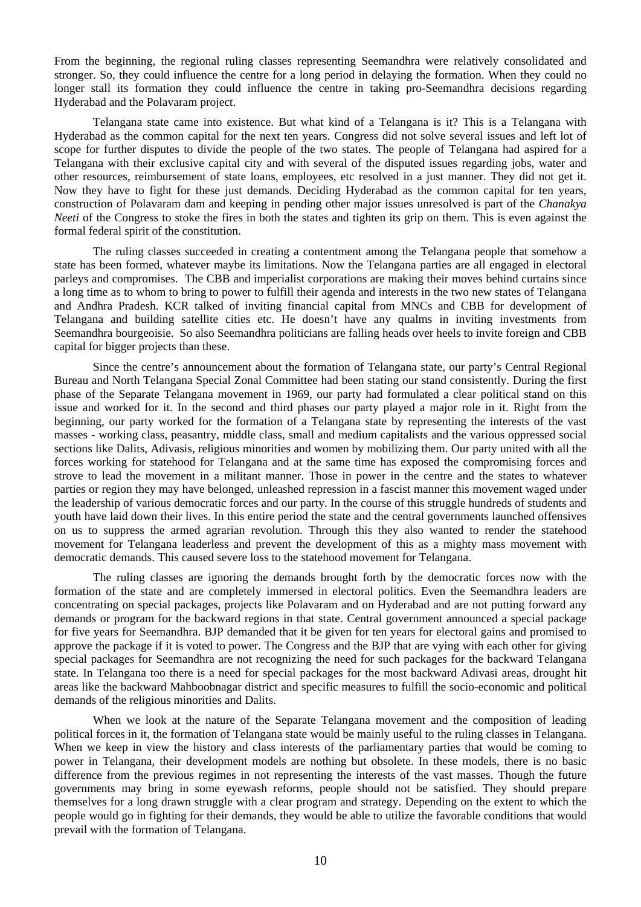From the beginning, the regional ruling classes representing Seemandhra were relatively consolidated and stronger. So, they could influence the centre for a long period in delaying the formation. When they could no longer stall its formation they could influence the centre in taking pro-Seemandhra decisions regarding Hyderabad and the Polavaram project.

Telangana state came into existence. But what kind of a Telangana is it? This is a Telangana with Hyderabad as the common capital for the next ten years. Congress did not solve several issues and left lot of scope for further disputes to divide the people of the two states. The people of Telangana had aspired for a Telangana with their exclusive capital city and with several of the disputed issues regarding jobs, water and other resources, reimbursement of state loans, employees, etc resolved in a just manner. They did not get it. Now they have to fight for these just demands. Deciding Hyderabad as the common capital for ten years, construction of Polavaram dam and keeping in pending other major issues unresolved is part of the *Chanakya Neeti* of the Congress to stoke the fires in both the states and tighten its grip on them. This is even against the formal federal spirit of the constitution.

The ruling classes succeeded in creating a contentment among the Telangana people that somehow a state has been formed, whatever maybe its limitations. Now the Telangana parties are all engaged in electoral parleys and compromises. The CBB and imperialist corporations are making their moves behind curtains since a long time as to whom to bring to power to fulfill their agenda and interests in the two new states of Telangana and Andhra Pradesh. KCR talked of inviting financial capital from MNCs and CBB for development of Telangana and building satellite cities etc. He doesn't have any qualms in inviting investments from Seemandhra bourgeoisie. So also Seemandhra politicians are falling heads over heels to invite foreign and CBB capital for bigger projects than these.

Since the centre's announcement about the formation of Telangana state, our party's Central Regional Bureau and North Telangana Special Zonal Committee had been stating our stand consistently. During the first phase of the Separate Telangana movement in 1969, our party had formulated a clear political stand on this issue and worked for it. In the second and third phases our party played a major role in it. Right from the beginning, our party worked for the formation of a Telangana state by representing the interests of the vast masses - working class, peasantry, middle class, small and medium capitalists and the various oppressed social sections like Dalits, Adivasis, religious minorities and women by mobilizing them. Our party united with all the forces working for statehood for Telangana and at the same time has exposed the compromising forces and strove to lead the movement in a militant manner. Those in power in the centre and the states to whatever parties or region they may have belonged, unleashed repression in a fascist manner this movement waged under the leadership of various democratic forces and our party. In the course of this struggle hundreds of students and youth have laid down their lives. In this entire period the state and the central governments launched offensives on us to suppress the armed agrarian revolution. Through this they also wanted to render the statehood movement for Telangana leaderless and prevent the development of this as a mighty mass movement with democratic demands. This caused severe loss to the statehood movement for Telangana.

The ruling classes are ignoring the demands brought forth by the democratic forces now with the formation of the state and are completely immersed in electoral politics. Even the Seemandhra leaders are concentrating on special packages, projects like Polavaram and on Hyderabad and are not putting forward any demands or program for the backward regions in that state. Central government announced a special package for five years for Seemandhra. BJP demanded that it be given for ten years for electoral gains and promised to approve the package if it is voted to power. The Congress and the BJP that are vying with each other for giving special packages for Seemandhra are not recognizing the need for such packages for the backward Telangana state. In Telangana too there is a need for special packages for the most backward Adivasi areas, drought hit areas like the backward Mahboobnagar district and specific measures to fulfill the socio-economic and political demands of the religious minorities and Dalits.

When we look at the nature of the Separate Telangana movement and the composition of leading political forces in it, the formation of Telangana state would be mainly useful to the ruling classes in Telangana. When we keep in view the history and class interests of the parliamentary parties that would be coming to power in Telangana, their development models are nothing but obsolete. In these models, there is no basic difference from the previous regimes in not representing the interests of the vast masses. Though the future governments may bring in some eyewash reforms, people should not be satisfied. They should prepare themselves for a long drawn struggle with a clear program and strategy. Depending on the extent to which the people would go in fighting for their demands, they would be able to utilize the favorable conditions that would prevail with the formation of Telangana.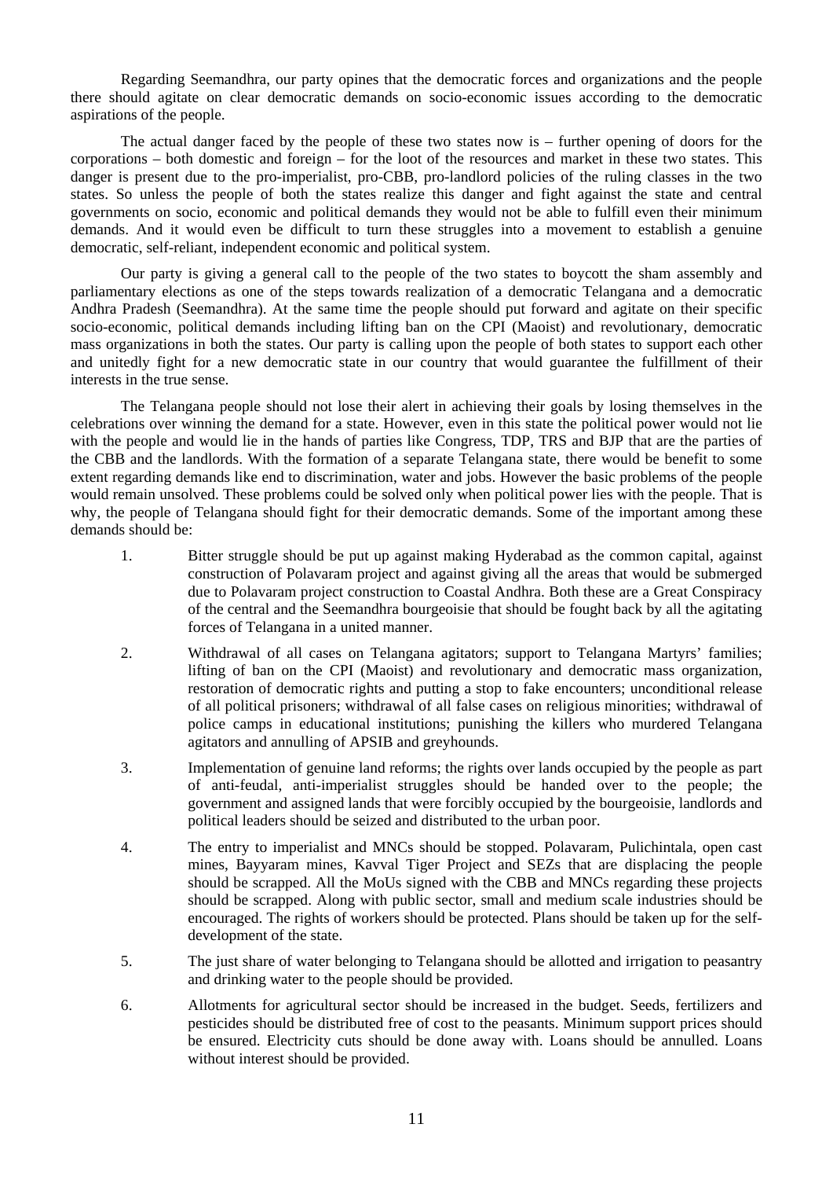Regarding Seemandhra, our party opines that the democratic forces and organizations and the people there should agitate on clear democratic demands on socio-economic issues according to the democratic aspirations of the people.

The actual danger faced by the people of these two states now is – further opening of doors for the corporations – both domestic and foreign – for the loot of the resources and market in these two states. This danger is present due to the pro-imperialist, pro-CBB, pro-landlord policies of the ruling classes in the two states. So unless the people of both the states realize this danger and fight against the state and central governments on socio, economic and political demands they would not be able to fulfill even their minimum demands. And it would even be difficult to turn these struggles into a movement to establish a genuine democratic, self-reliant, independent economic and political system.

Our party is giving a general call to the people of the two states to boycott the sham assembly and parliamentary elections as one of the steps towards realization of a democratic Telangana and a democratic Andhra Pradesh (Seemandhra). At the same time the people should put forward and agitate on their specific socio-economic, political demands including lifting ban on the CPI (Maoist) and revolutionary, democratic mass organizations in both the states. Our party is calling upon the people of both states to support each other and unitedly fight for a new democratic state in our country that would guarantee the fulfillment of their interests in the true sense.

The Telangana people should not lose their alert in achieving their goals by losing themselves in the celebrations over winning the demand for a state. However, even in this state the political power would not lie with the people and would lie in the hands of parties like Congress, TDP, TRS and BJP that are the parties of the CBB and the landlords. With the formation of a separate Telangana state, there would be benefit to some extent regarding demands like end to discrimination, water and jobs. However the basic problems of the people would remain unsolved. These problems could be solved only when political power lies with the people. That is why, the people of Telangana should fight for their democratic demands. Some of the important among these demands should be:

1. Bitter struggle should be put up against making Hyderabad as the common capital, against construction of Polavaram project and against giving all the areas that would be submerged due to Polavaram project construction to Coastal Andhra. Both these are a Great Conspiracy of the central and the Seemandhra bourgeoisie that should be fought back by all the agitating forces of Telangana in a united manner.
2. Withdrawal of all cases on Telangana agitators; support to Telangana Martyrs' families; lifting of ban on the CPI (Maoist) and revolutionary and democratic mass organization, restoration of democratic rights and putting a stop to fake encounters; unconditional release of all political prisoners; withdrawal of all false cases on religious minorities; withdrawal of police camps in educational institutions; punishing the killers who murdered Telangana agitators and annulling of APSIB and greyhounds.
3. Implementation of genuine land reforms; the rights over lands occupied by the people as part of anti-feudal, anti-imperialist struggles should be handed over to the people; the government and assigned lands that were forcibly occupied by the bourgeoisie, landlords and political leaders should be seized and distributed to the urban poor.
4. The entry to imperialist and MNCs should be stopped. Polavaram, Pulichintala, open cast mines, Bayyaram mines, Kavval Tiger Project and SEZs that are displacing the people should be scrapped. All the MoUs signed with the CBB and MNCs regarding these projects should be scrapped. Along with public sector, small and medium scale industries should be encouraged. The rights of workers should be protected. Plans should be taken up for the self-development of the state.
5. The just share of water belonging to Telangana should be allotted and irrigation to peasantry and drinking water to the people should be provided.
6. Allotments for agricultural sector should be increased in the budget. Seeds, fertilizers and pesticides should be distributed free of cost to the peasants. Minimum support prices should be ensured. Electricity cuts should be done away with. Loans should be annulled. Loans without interest should be provided.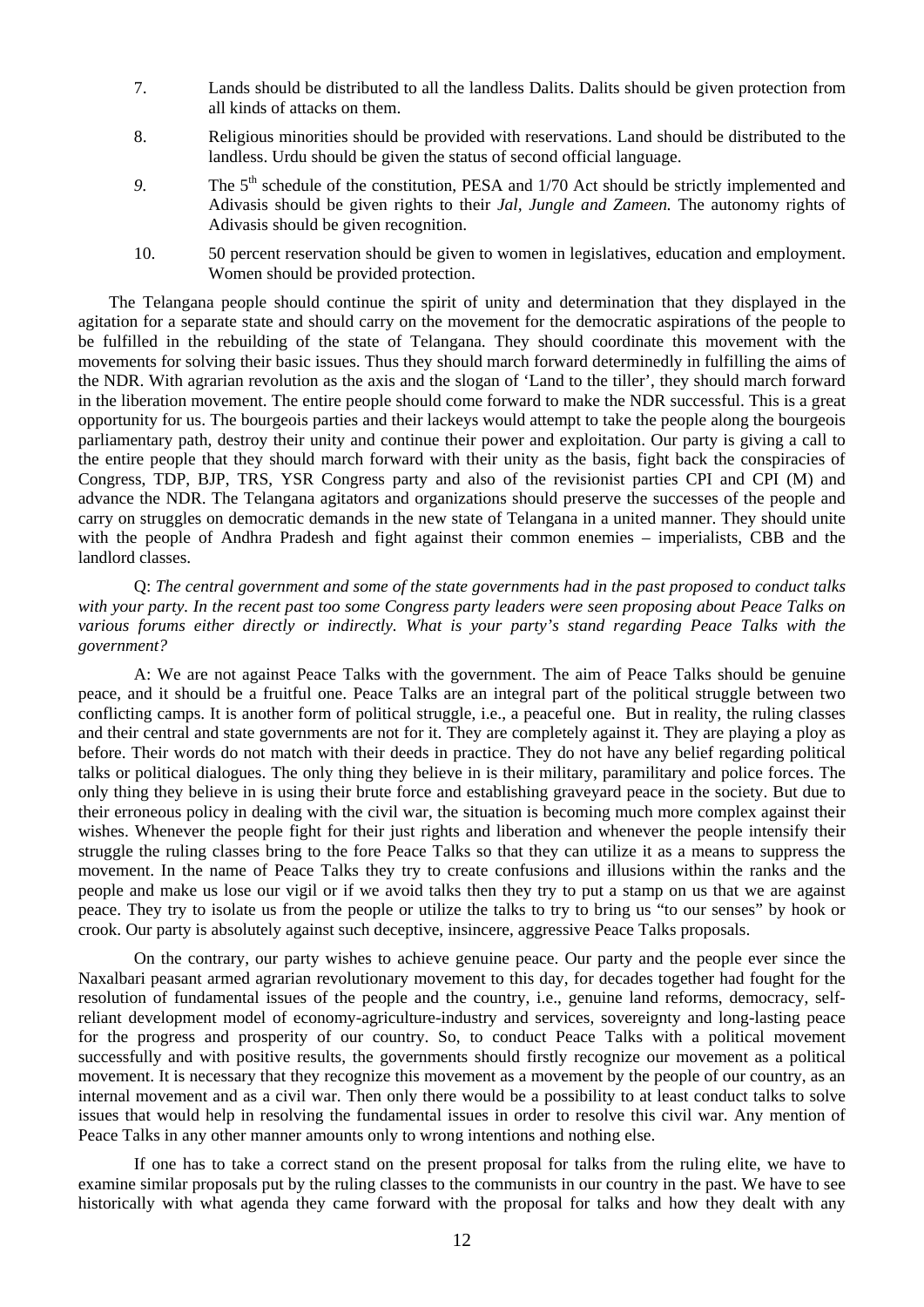7. Lands should be distributed to all the landless Dalits. Dalits should be given protection from all kinds of attacks on them.

8. Religious minorities should be provided with reservations. Land should be distributed to the landless. Urdu should be given the status of second official language.

9. The 5th schedule of the constitution, PESA and 1/70 Act should be strictly implemented and Adivasis should be given rights to their *Jal, Jungle and Zameen.* The autonomy rights of Adivasis should be given recognition.

10. 50 percent reservation should be given to women in legislatives, education and employment. Women should be provided protection.

The Telangana people should continue the spirit of unity and determination that they displayed in the agitation for a separate state and should carry on the movement for the democratic aspirations of the people to be fulfilled in the rebuilding of the state of Telangana. They should coordinate this movement with the movements for solving their basic issues. Thus they should march forward determinedly in fulfilling the aims of the NDR. With agrarian revolution as the axis and the slogan of 'Land to the tiller', they should march forward in the liberation movement. The entire people should come forward to make the NDR successful. This is a great opportunity for us. The bourgeois parties and their lackeys would attempt to take the people along the bourgeois parliamentary path, destroy their unity and continue their power and exploitation. Our party is giving a call to the entire people that they should march forward with their unity as the basis, fight back the conspiracies of Congress, TDP, BJP, TRS, YSR Congress party and also of the revisionist parties CPI and CPI (M) and advance the NDR. The Telangana agitators and organizations should preserve the successes of the people and carry on struggles on democratic demands in the new state of Telangana in a united manner. They should unite with the people of Andhra Pradesh and fight against their common enemies – imperialists, CBB and the landlord classes.

Q: *The central government and some of the state governments had in the past proposed to conduct talks with your party. In the recent past too some Congress party leaders were seen proposing about Peace Talks on various forums either directly or indirectly. What is your party's stand regarding Peace Talks with the government?*

A: We are not against Peace Talks with the government. The aim of Peace Talks should be genuine peace, and it should be a fruitful one. Peace Talks are an integral part of the political struggle between two conflicting camps. It is another form of political struggle, i.e., a peaceful one. But in reality, the ruling classes and their central and state governments are not for it. They are completely against it. They are playing a ploy as before. Their words do not match with their deeds in practice. They do not have any belief regarding political talks or political dialogues. The only thing they believe in is their military, paramilitary and police forces. The only thing they believe in is using their brute force and establishing graveyard peace in the society. But due to their erroneous policy in dealing with the civil war, the situation is becoming much more complex against their wishes. Whenever the people fight for their just rights and liberation and whenever the people intensify their struggle the ruling classes bring to the fore Peace Talks so that they can utilize it as a means to suppress the movement. In the name of Peace Talks they try to create confusions and illusions within the ranks and the people and make us lose our vigil or if we avoid talks then they try to put a stamp on us that we are against peace. They try to isolate us from the people or utilize the talks to try to bring us "to our senses" by hook or crook. Our party is absolutely against such deceptive, insincere, aggressive Peace Talks proposals.

On the contrary, our party wishes to achieve genuine peace. Our party and the people ever since the Naxalbari peasant armed agrarian revolutionary movement to this day, for decades together had fought for the resolution of fundamental issues of the people and the country, i.e., genuine land reforms, democracy, self-reliant development model of economy-agriculture-industry and services, sovereignty and long-lasting peace for the progress and prosperity of our country. So, to conduct Peace Talks with a political movement successfully and with positive results, the governments should firstly recognize our movement as a political movement. It is necessary that they recognize this movement as a movement by the people of our country, as an internal movement and as a civil war. Then only there would be a possibility to at least conduct talks to solve issues that would help in resolving the fundamental issues in order to resolve this civil war. Any mention of Peace Talks in any other manner amounts only to wrong intentions and nothing else.

If one has to take a correct stand on the present proposal for talks from the ruling elite, we have to examine similar proposals put by the ruling classes to the communists in our country in the past. We have to see historically with what agenda they came forward with the proposal for talks and how they dealt with any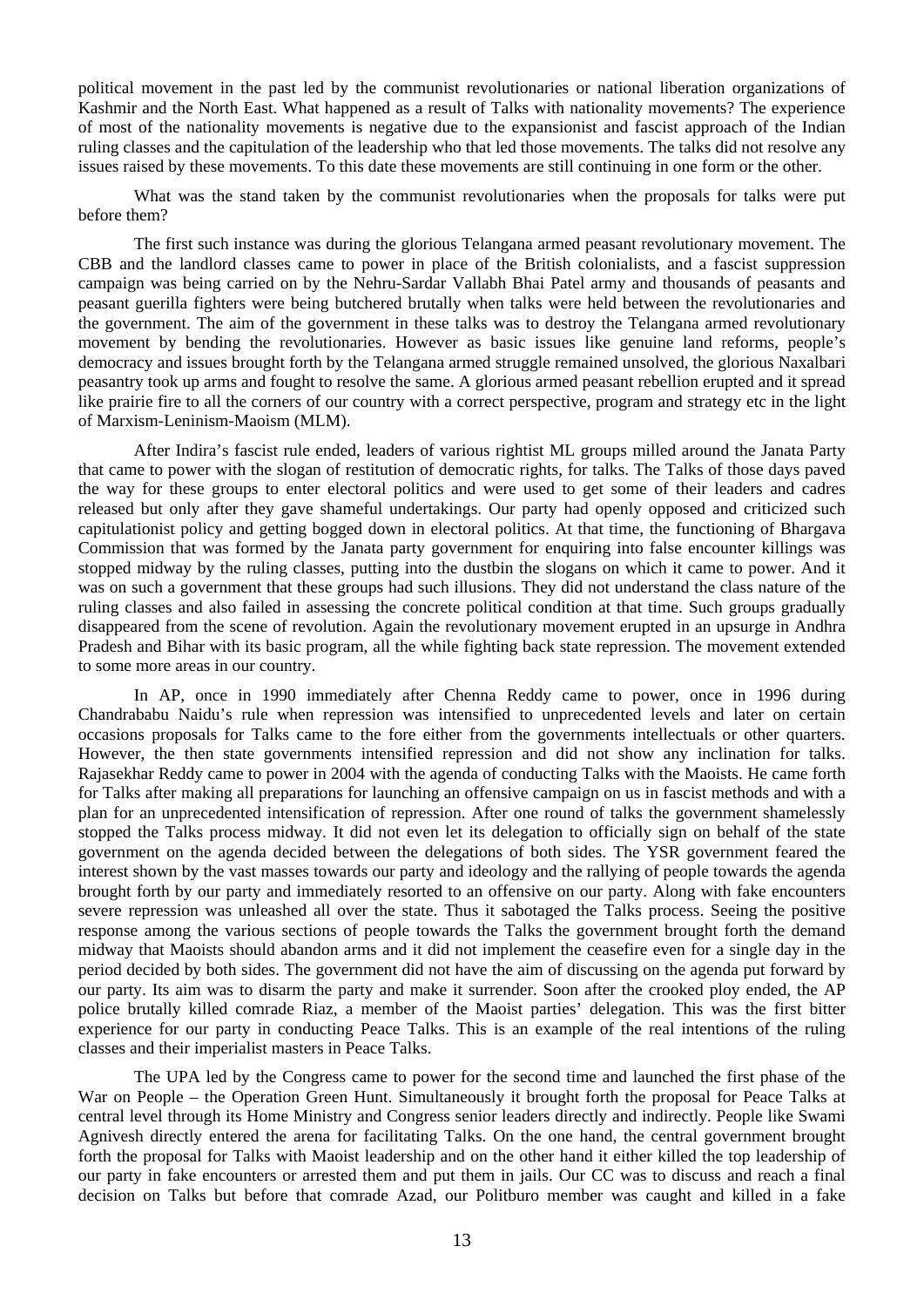political movement in the past led by the communist revolutionaries or national liberation organizations of Kashmir and the North East. What happened as a result of Talks with nationality movements? The experience of most of the nationality movements is negative due to the expansionist and fascist approach of the Indian ruling classes and the capitulation of the leadership who that led those movements. The talks did not resolve any issues raised by these movements. To this date these movements are still continuing in one form or the other.

What was the stand taken by the communist revolutionaries when the proposals for talks were put before them?

The first such instance was during the glorious Telangana armed peasant revolutionary movement. The CBB and the landlord classes came to power in place of the British colonialists, and a fascist suppression campaign was being carried on by the Nehru-Sardar Vallabh Bhai Patel army and thousands of peasants and peasant guerilla fighters were being butchered brutally when talks were held between the revolutionaries and the government. The aim of the government in these talks was to destroy the Telangana armed revolutionary movement by bending the revolutionaries. However as basic issues like genuine land reforms, people's democracy and issues brought forth by the Telangana armed struggle remained unsolved, the glorious Naxalbari peasantry took up arms and fought to resolve the same. A glorious armed peasant rebellion erupted and it spread like prairie fire to all the corners of our country with a correct perspective, program and strategy etc in the light of Marxism-Leninism-Maoism (MLM).

After Indira's fascist rule ended, leaders of various rightist ML groups milled around the Janata Party that came to power with the slogan of restitution of democratic rights, for talks. The Talks of those days paved the way for these groups to enter electoral politics and were used to get some of their leaders and cadres released but only after they gave shameful undertakings. Our party had openly opposed and criticized such capitulationist policy and getting bogged down in electoral politics. At that time, the functioning of Bhargava Commission that was formed by the Janata party government for enquiring into false encounter killings was stopped midway by the ruling classes, putting into the dustbin the slogans on which it came to power. And it was on such a government that these groups had such illusions. They did not understand the class nature of the ruling classes and also failed in assessing the concrete political condition at that time. Such groups gradually disappeared from the scene of revolution. Again the revolutionary movement erupted in an upsurge in Andhra Pradesh and Bihar with its basic program, all the while fighting back state repression. The movement extended to some more areas in our country.

In AP, once in 1990 immediately after Chenna Reddy came to power, once in 1996 during Chandrababu Naidu's rule when repression was intensified to unprecedented levels and later on certain occasions proposals for Talks came to the fore either from the governments intellectuals or other quarters. However, the then state governments intensified repression and did not show any inclination for talks. Rajasekhar Reddy came to power in 2004 with the agenda of conducting Talks with the Maoists. He came forth for Talks after making all preparations for launching an offensive campaign on us in fascist methods and with a plan for an unprecedented intensification of repression. After one round of talks the government shamelessly stopped the Talks process midway. It did not even let its delegation to officially sign on behalf of the state government on the agenda decided between the delegations of both sides. The YSR government feared the interest shown by the vast masses towards our party and ideology and the rallying of people towards the agenda brought forth by our party and immediately resorted to an offensive on our party. Along with fake encounters severe repression was unleashed all over the state. Thus it sabotaged the Talks process. Seeing the positive response among the various sections of people towards the Talks the government brought forth the demand midway that Maoists should abandon arms and it did not implement the ceasefire even for a single day in the period decided by both sides. The government did not have the aim of discussing on the agenda put forward by our party. Its aim was to disarm the party and make it surrender. Soon after the crooked ploy ended, the AP police brutally killed comrade Riaz, a member of the Maoist parties' delegation. This was the first bitter experience for our party in conducting Peace Talks. This is an example of the real intentions of the ruling classes and their imperialist masters in Peace Talks.

The UPA led by the Congress came to power for the second time and launched the first phase of the War on People – the Operation Green Hunt. Simultaneously it brought forth the proposal for Peace Talks at central level through its Home Ministry and Congress senior leaders directly and indirectly. People like Swami Agnivesh directly entered the arena for facilitating Talks. On the one hand, the central government brought forth the proposal for Talks with Maoist leadership and on the other hand it either killed the top leadership of our party in fake encounters or arrested them and put them in jails. Our CC was to discuss and reach a final decision on Talks but before that comrade Azad, our Politburo member was caught and killed in a fake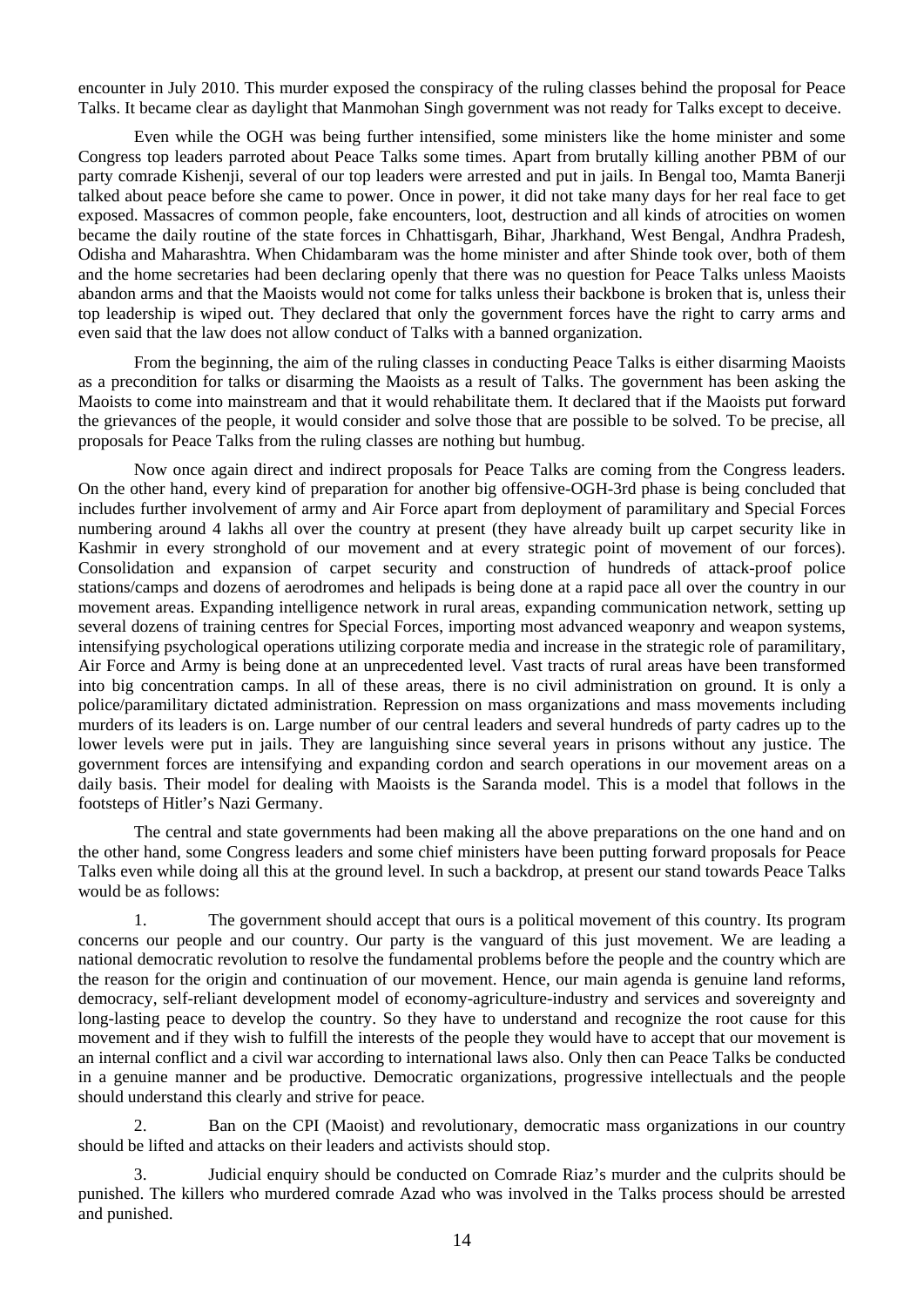encounter in July 2010. This murder exposed the conspiracy of the ruling classes behind the proposal for Peace Talks. It became clear as daylight that Manmohan Singh government was not ready for Talks except to deceive.

Even while the OGH was being further intensified, some ministers like the home minister and some Congress top leaders parroted about Peace Talks some times. Apart from brutally killing another PBM of our party comrade Kishenji, several of our top leaders were arrested and put in jails. In Bengal too, Mamta Banerji talked about peace before she came to power. Once in power, it did not take many days for her real face to get exposed. Massacres of common people, fake encounters, loot, destruction and all kinds of atrocities on women became the daily routine of the state forces in Chhattisgarh, Bihar, Jharkhand, West Bengal, Andhra Pradesh, Odisha and Maharashtra. When Chidambaram was the home minister and after Shinde took over, both of them and the home secretaries had been declaring openly that there was no question for Peace Talks unless Maoists abandon arms and that the Maoists would not come for talks unless their backbone is broken that is, unless their top leadership is wiped out. They declared that only the government forces have the right to carry arms and even said that the law does not allow conduct of Talks with a banned organization.

From the beginning, the aim of the ruling classes in conducting Peace Talks is either disarming Maoists as a precondition for talks or disarming the Maoists as a result of Talks. The government has been asking the Maoists to come into mainstream and that it would rehabilitate them. It declared that if the Maoists put forward the grievances of the people, it would consider and solve those that are possible to be solved. To be precise, all proposals for Peace Talks from the ruling classes are nothing but humbug.

Now once again direct and indirect proposals for Peace Talks are coming from the Congress leaders. On the other hand, every kind of preparation for another big offensive-OGH-3rd phase is being concluded that includes further involvement of army and Air Force apart from deployment of paramilitary and Special Forces numbering around 4 lakhs all over the country at present (they have already built up carpet security like in Kashmir in every stronghold of our movement and at every strategic point of movement of our forces). Consolidation and expansion of carpet security and construction of hundreds of attack-proof police stations/camps and dozens of aerodromes and helipads is being done at a rapid pace all over the country in our movement areas. Expanding intelligence network in rural areas, expanding communication network, setting up several dozens of training centres for Special Forces, importing most advanced weaponry and weapon systems, intensifying psychological operations utilizing corporate media and increase in the strategic role of paramilitary, Air Force and Army is being done at an unprecedented level. Vast tracts of rural areas have been transformed into big concentration camps. In all of these areas, there is no civil administration on ground. It is only a police/paramilitary dictated administration. Repression on mass organizations and mass movements including murders of its leaders is on. Large number of our central leaders and several hundreds of party cadres up to the lower levels were put in jails. They are languishing since several years in prisons without any justice. The government forces are intensifying and expanding cordon and search operations in our movement areas on a daily basis. Their model for dealing with Maoists is the Saranda model. This is a model that follows in the footsteps of Hitler's Nazi Germany.

The central and state governments had been making all the above preparations on the one hand and on the other hand, some Congress leaders and some chief ministers have been putting forward proposals for Peace Talks even while doing all this at the ground level. In such a backdrop, at present our stand towards Peace Talks would be as follows:

1. The government should accept that ours is a political movement of this country. Its program concerns our people and our country. Our party is the vanguard of this just movement. We are leading a national democratic revolution to resolve the fundamental problems before the people and the country which are the reason for the origin and continuation of our movement. Hence, our main agenda is genuine land reforms, democracy, self-reliant development model of economy-agriculture-industry and services and sovereignty and long-lasting peace to develop the country. So they have to understand and recognize the root cause for this movement and if they wish to fulfill the interests of the people they would have to accept that our movement is an internal conflict and a civil war according to international laws also. Only then can Peace Talks be conducted in a genuine manner and be productive. Democratic organizations, progressive intellectuals and the people should understand this clearly and strive for peace.

2. Ban on the CPI (Maoist) and revolutionary, democratic mass organizations in our country should be lifted and attacks on their leaders and activists should stop.

3. Judicial enquiry should be conducted on Comrade Riaz's murder and the culprits should be punished. The killers who murdered comrade Azad who was involved in the Talks process should be arrested and punished.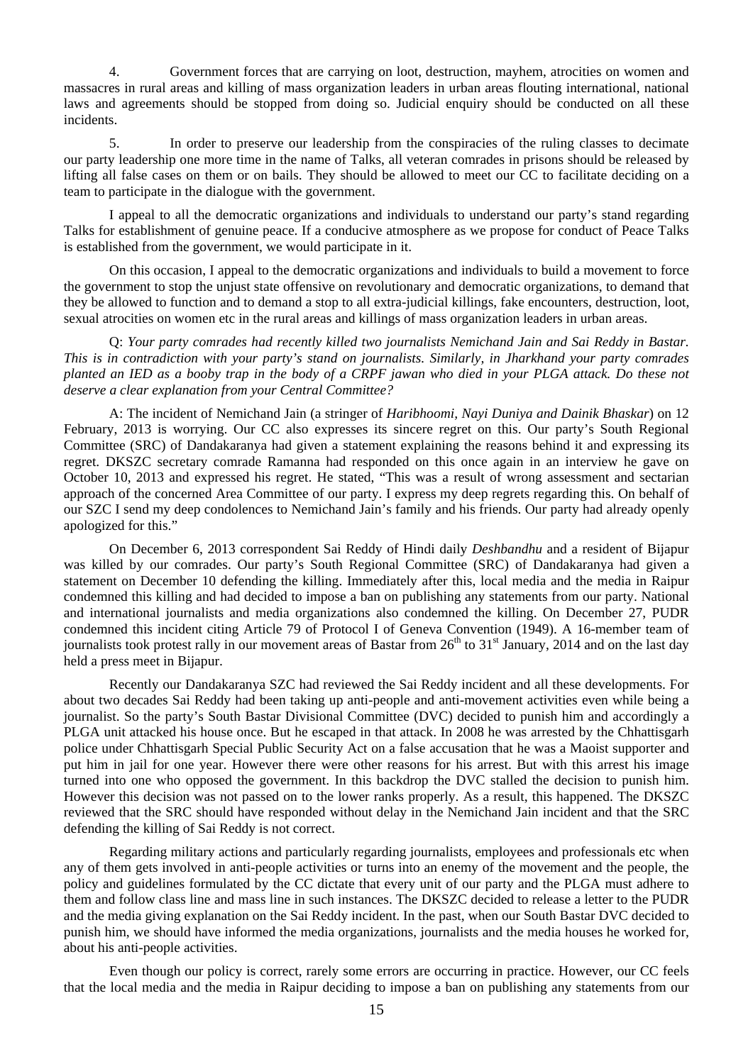4. Government forces that are carrying on loot, destruction, mayhem, atrocities on women and massacres in rural areas and killing of mass organization leaders in urban areas flouting international, national laws and agreements should be stopped from doing so. Judicial enquiry should be conducted on all these incidents.

5. In order to preserve our leadership from the conspiracies of the ruling classes to decimate our party leadership one more time in the name of Talks, all veteran comrades in prisons should be released by lifting all false cases on them or on bails. They should be allowed to meet our CC to facilitate deciding on a team to participate in the dialogue with the government.

I appeal to all the democratic organizations and individuals to understand our party's stand regarding Talks for establishment of genuine peace. If a conducive atmosphere as we propose for conduct of Peace Talks is established from the government, we would participate in it.

On this occasion, I appeal to the democratic organizations and individuals to build a movement to force the government to stop the unjust state offensive on revolutionary and democratic organizations, to demand that they be allowed to function and to demand a stop to all extra-judicial killings, fake encounters, destruction, loot, sexual atrocities on women etc in the rural areas and killings of mass organization leaders in urban areas.

Q: *Your party comrades had recently killed two journalists Nemichand Jain and Sai Reddy in Bastar. This is in contradiction with your party's stand on journalists. Similarly, in Jharkhand your party comrades planted an IED as a booby trap in the body of a CRPF jawan who died in your PLGA attack. Do these not deserve a clear explanation from your Central Committee?*

A: The incident of Nemichand Jain (a stringer of *Haribhoomi, Nayi Duniya and Dainik Bhaskar*) on 12 February, 2013 is worrying. Our CC also expresses its sincere regret on this. Our party's South Regional Committee (SRC) of Dandakaranya had given a statement explaining the reasons behind it and expressing its regret. DKSZC secretary comrade Ramanna had responded on this once again in an interview he gave on October 10, 2013 and expressed his regret. He stated, "This was a result of wrong assessment and sectarian approach of the concerned Area Committee of our party. I express my deep regrets regarding this. On behalf of our SZC I send my deep condolences to Nemichand Jain's family and his friends. Our party had already openly apologized for this."

On December 6, 2013 correspondent Sai Reddy of Hindi daily *Deshbandhu* and a resident of Bijapur was killed by our comrades. Our party's South Regional Committee (SRC) of Dandakaranya had given a statement on December 10 defending the killing. Immediately after this, local media and the media in Raipur condemned this killing and had decided to impose a ban on publishing any statements from our party. National and international journalists and media organizations also condemned the killing. On December 27, PUDR condemned this incident citing Article 79 of Protocol I of Geneva Convention (1949). A 16-member team of journalists took protest rally in our movement areas of Bastar from 26th to 31st January, 2014 and on the last day held a press meet in Bijapur.

Recently our Dandakaranya SZC had reviewed the Sai Reddy incident and all these developments. For about two decades Sai Reddy had been taking up anti-people and anti-movement activities even while being a journalist. So the party's South Bastar Divisional Committee (DVC) decided to punish him and accordingly a PLGA unit attacked his house once. But he escaped in that attack. In 2008 he was arrested by the Chhattisgarh police under Chhattisgarh Special Public Security Act on a false accusation that he was a Maoist supporter and put him in jail for one year. However there were other reasons for his arrest. But with this arrest his image turned into one who opposed the government. In this backdrop the DVC stalled the decision to punish him. However this decision was not passed on to the lower ranks properly. As a result, this happened. The DKSZC reviewed that the SRC should have responded without delay in the Nemichand Jain incident and that the SRC defending the killing of Sai Reddy is not correct.

Regarding military actions and particularly regarding journalists, employees and professionals etc when any of them gets involved in anti-people activities or turns into an enemy of the movement and the people, the policy and guidelines formulated by the CC dictate that every unit of our party and the PLGA must adhere to them and follow class line and mass line in such instances. The DKSZC decided to release a letter to the PUDR and the media giving explanation on the Sai Reddy incident. In the past, when our South Bastar DVC decided to punish him, we should have informed the media organizations, journalists and the media houses he worked for, about his anti-people activities.

Even though our policy is correct, rarely some errors are occurring in practice. However, our CC feels that the local media and the media in Raipur deciding to impose a ban on publishing any statements from our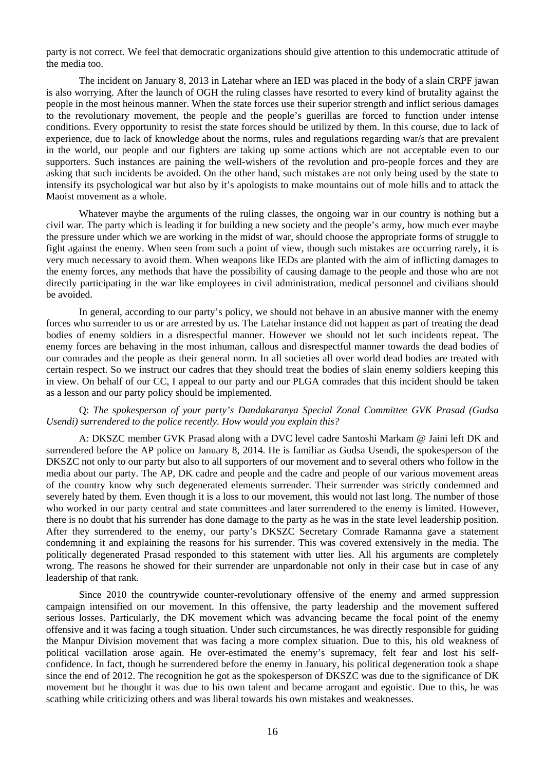party is not correct. We feel that democratic organizations should give attention to this undemocratic attitude of the media too.

The incident on January 8, 2013 in Latehar where an IED was placed in the body of a slain CRPF jawan is also worrying. After the launch of OGH the ruling classes have resorted to every kind of brutality against the people in the most heinous manner. When the state forces use their superior strength and inflict serious damages to the revolutionary movement, the people and the people's guerillas are forced to function under intense conditions. Every opportunity to resist the state forces should be utilized by them. In this course, due to lack of experience, due to lack of knowledge about the norms, rules and regulations regarding war/s that are prevalent in the world, our people and our fighters are taking up some actions which are not acceptable even to our supporters. Such instances are paining the well-wishers of the revolution and pro-people forces and they are asking that such incidents be avoided. On the other hand, such mistakes are not only being used by the state to intensify its psychological war but also by it's apologists to make mountains out of mole hills and to attack the Maoist movement as a whole.

Whatever maybe the arguments of the ruling classes, the ongoing war in our country is nothing but a civil war. The party which is leading it for building a new society and the people's army, how much ever maybe the pressure under which we are working in the midst of war, should choose the appropriate forms of struggle to fight against the enemy. When seen from such a point of view, though such mistakes are occurring rarely, it is very much necessary to avoid them. When weapons like IEDs are planted with the aim of inflicting damages to the enemy forces, any methods that have the possibility of causing damage to the people and those who are not directly participating in the war like employees in civil administration, medical personnel and civilians should be avoided.

In general, according to our party's policy, we should not behave in an abusive manner with the enemy forces who surrender to us or are arrested by us. The Latehar instance did not happen as part of treating the dead bodies of enemy soldiers in a disrespectful manner. However we should not let such incidents repeat. The enemy forces are behaving in the most inhuman, callous and disrespectful manner towards the dead bodies of our comrades and the people as their general norm. In all societies all over world dead bodies are treated with certain respect. So we instruct our cadres that they should treat the bodies of slain enemy soldiers keeping this in view. On behalf of our CC, I appeal to our party and our PLGA comrades that this incident should be taken as a lesson and our party policy should be implemented.

Q: *The spokesperson of your party's Dandakaranya Special Zonal Committee GVK Prasad (Gudsa Usendi) surrendered to the police recently. How would you explain this?*

A: DKSZC member GVK Prasad along with a DVC level cadre Santoshi Markam @ Jaini left DK and surrendered before the AP police on January 8, 2014. He is familiar as Gudsa Usendi, the spokesperson of the DKSZC not only to our party but also to all supporters of our movement and to several others who follow in the media about our party. The AP, DK cadre and people and the cadre and people of our various movement areas of the country know why such degenerated elements surrender. Their surrender was strictly condemned and severely hated by them. Even though it is a loss to our movement, this would not last long. The number of those who worked in our party central and state committees and later surrendered to the enemy is limited. However, there is no doubt that his surrender has done damage to the party as he was in the state level leadership position. After they surrendered to the enemy, our party's DKSZC Secretary Comrade Ramanna gave a statement condemning it and explaining the reasons for his surrender. This was covered extensively in the media. The politically degenerated Prasad responded to this statement with utter lies. All his arguments are completely wrong. The reasons he showed for their surrender are unpardonable not only in their case but in case of any leadership of that rank.

Since 2010 the countrywide counter-revolutionary offensive of the enemy and armed suppression campaign intensified on our movement. In this offensive, the party leadership and the movement suffered serious losses. Particularly, the DK movement which was advancing became the focal point of the enemy offensive and it was facing a tough situation. Under such circumstances, he was directly responsible for guiding the Manpur Division movement that was facing a more complex situation. Due to this, his old weakness of political vacillation arose again. He over-estimated the enemy's supremacy, felt fear and lost his self-confidence. In fact, though he surrendered before the enemy in January, his political degeneration took a shape since the end of 2012. The recognition he got as the spokesperson of DKSZC was due to the significance of DK movement but he thought it was due to his own talent and became arrogant and egoistic. Due to this, he was scathing while criticizing others and was liberal towards his own mistakes and weaknesses.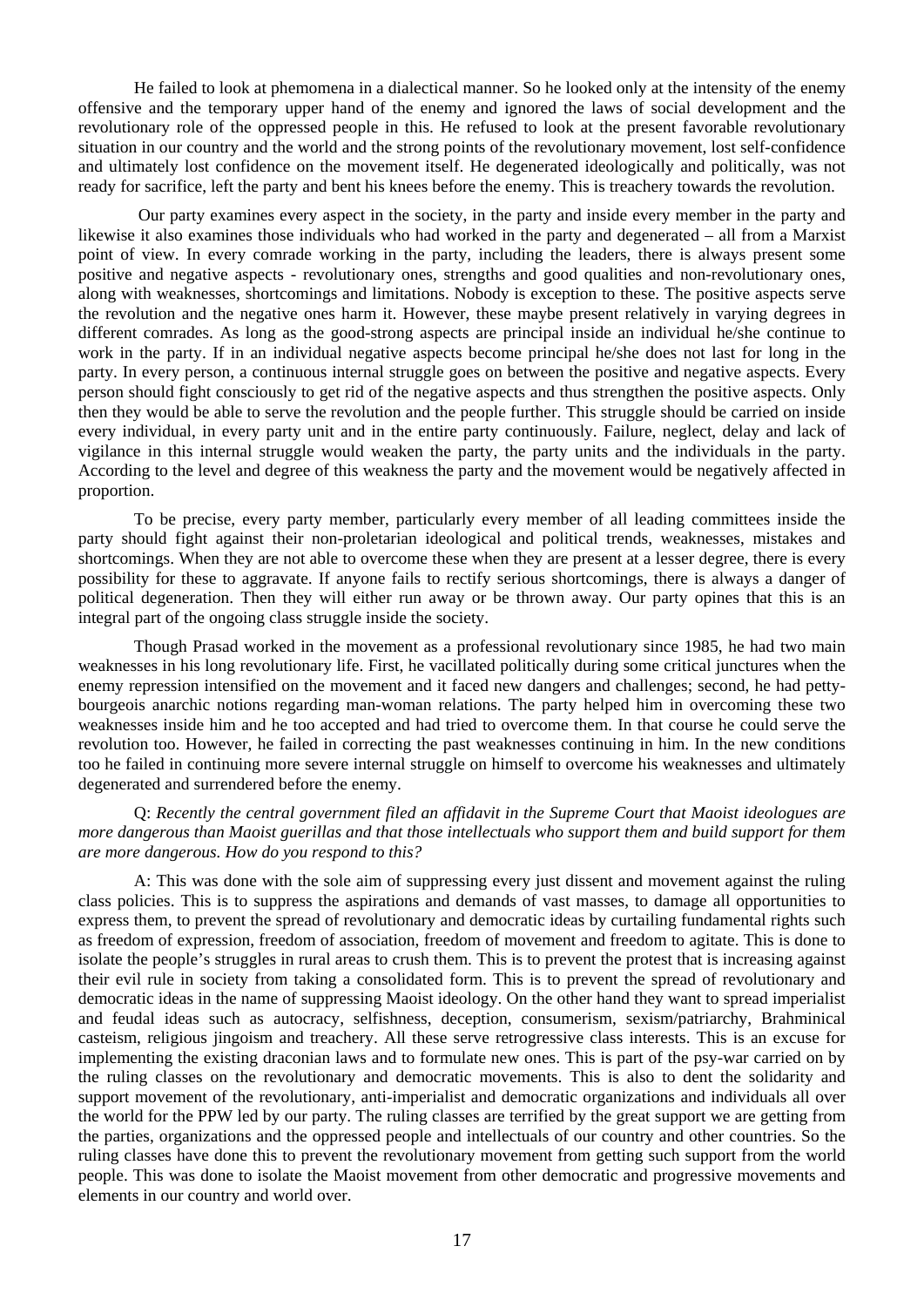He failed to look at phemomena in a dialectical manner. So he looked only at the intensity of the enemy offensive and the temporary upper hand of the enemy and ignored the laws of social development and the revolutionary role of the oppressed people in this. He refused to look at the present favorable revolutionary situation in our country and the world and the strong points of the revolutionary movement, lost self-confidence and ultimately lost confidence on the movement itself. He degenerated ideologically and politically, was not ready for sacrifice, left the party and bent his knees before the enemy. This is treachery towards the revolution.

Our party examines every aspect in the society, in the party and inside every member in the party and likewise it also examines those individuals who had worked in the party and degenerated – all from a Marxist point of view. In every comrade working in the party, including the leaders, there is always present some positive and negative aspects - revolutionary ones, strengths and good qualities and non-revolutionary ones, along with weaknesses, shortcomings and limitations. Nobody is exception to these. The positive aspects serve the revolution and the negative ones harm it. However, these maybe present relatively in varying degrees in different comrades. As long as the good-strong aspects are principal inside an individual he/she continue to work in the party. If in an individual negative aspects become principal he/she does not last for long in the party. In every person, a continuous internal struggle goes on between the positive and negative aspects. Every person should fight consciously to get rid of the negative aspects and thus strengthen the positive aspects. Only then they would be able to serve the revolution and the people further. This struggle should be carried on inside every individual, in every party unit and in the entire party continuously. Failure, neglect, delay and lack of vigilance in this internal struggle would weaken the party, the party units and the individuals in the party. According to the level and degree of this weakness the party and the movement would be negatively affected in proportion.

To be precise, every party member, particularly every member of all leading committees inside the party should fight against their non-proletarian ideological and political trends, weaknesses, mistakes and shortcomings. When they are not able to overcome these when they are present at a lesser degree, there is every possibility for these to aggravate. If anyone fails to rectify serious shortcomings, there is always a danger of political degeneration. Then they will either run away or be thrown away. Our party opines that this is an integral part of the ongoing class struggle inside the society.

Though Prasad worked in the movement as a professional revolutionary since 1985, he had two main weaknesses in his long revolutionary life. First, he vacillated politically during some critical junctures when the enemy repression intensified on the movement and it faced new dangers and challenges; second, he had petty-bourgeois anarchic notions regarding man-woman relations. The party helped him in overcoming these two weaknesses inside him and he too accepted and had tried to overcome them. In that course he could serve the revolution too. However, he failed in correcting the past weaknesses continuing in him. In the new conditions too he failed in continuing more severe internal struggle on himself to overcome his weaknesses and ultimately degenerated and surrendered before the enemy.

Q: *Recently the central government filed an affidavit in the Supreme Court that Maoist ideologues are more dangerous than Maoist guerillas and that those intellectuals who support them and build support for them are more dangerous. How do you respond to this?*

A: This was done with the sole aim of suppressing every just dissent and movement against the ruling class policies. This is to suppress the aspirations and demands of vast masses, to damage all opportunities to express them, to prevent the spread of revolutionary and democratic ideas by curtailing fundamental rights such as freedom of expression, freedom of association, freedom of movement and freedom to agitate. This is done to isolate the people's struggles in rural areas to crush them. This is to prevent the protest that is increasing against their evil rule in society from taking a consolidated form. This is to prevent the spread of revolutionary and democratic ideas in the name of suppressing Maoist ideology. On the other hand they want to spread imperialist and feudal ideas such as autocracy, selfishness, deception, consumerism, sexism/patriarchy, Brahminical casteism, religious jingoism and treachery. All these serve retrogressive class interests. This is an excuse for implementing the existing draconian laws and to formulate new ones. This is part of the psy-war carried on by the ruling classes on the revolutionary and democratic movements. This is also to dent the solidarity and support movement of the revolutionary, anti-imperialist and democratic organizations and individuals all over the world for the PPW led by our party. The ruling classes are terrified by the great support we are getting from the parties, organizations and the oppressed people and intellectuals of our country and other countries. So the ruling classes have done this to prevent the revolutionary movement from getting such support from the world people. This was done to isolate the Maoist movement from other democratic and progressive movements and elements in our country and world over.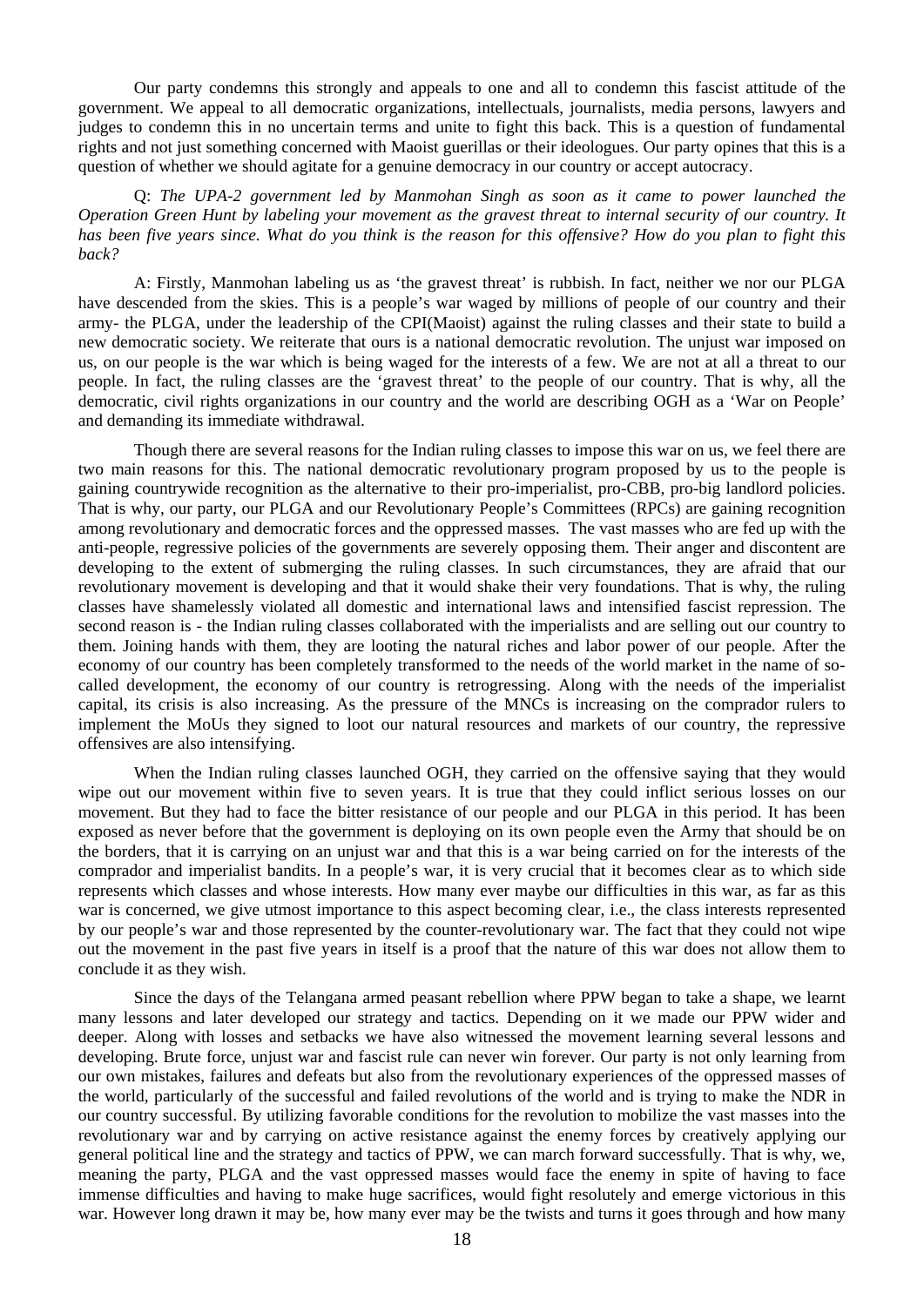Our party condemns this strongly and appeals to one and all to condemn this fascist attitude of the government. We appeal to all democratic organizations, intellectuals, journalists, media persons, lawyers and judges to condemn this in no uncertain terms and unite to fight this back. This is a question of fundamental rights and not just something concerned with Maoist guerillas or their ideologues. Our party opines that this is a question of whether we should agitate for a genuine democracy in our country or accept autocracy.

Q: *The UPA-2 government led by Manmohan Singh as soon as it came to power launched the Operation Green Hunt by labeling your movement as the gravest threat to internal security of our country. It has been five years since. What do you think is the reason for this offensive? How do you plan to fight this back?*

A: Firstly, Manmohan labeling us as 'the gravest threat' is rubbish. In fact, neither we nor our PLGA have descended from the skies. This is a people's war waged by millions of people of our country and their army- the PLGA, under the leadership of the CPI(Maoist) against the ruling classes and their state to build a new democratic society. We reiterate that ours is a national democratic revolution. The unjust war imposed on us, on our people is the war which is being waged for the interests of a few. We are not at all a threat to our people. In fact, the ruling classes are the 'gravest threat' to the people of our country. That is why, all the democratic, civil rights organizations in our country and the world are describing OGH as a 'War on People' and demanding its immediate withdrawal.

Though there are several reasons for the Indian ruling classes to impose this war on us, we feel there are two main reasons for this. The national democratic revolutionary program proposed by us to the people is gaining countrywide recognition as the alternative to their pro-imperialist, pro-CBB, pro-big landlord policies. That is why, our party, our PLGA and our Revolutionary People's Committees (RPCs) are gaining recognition among revolutionary and democratic forces and the oppressed masses. The vast masses who are fed up with the anti-people, regressive policies of the governments are severely opposing them. Their anger and discontent are developing to the extent of submerging the ruling classes. In such circumstances, they are afraid that our revolutionary movement is developing and that it would shake their very foundations. That is why, the ruling classes have shamelessly violated all domestic and international laws and intensified fascist repression. The second reason is - the Indian ruling classes collaborated with the imperialists and are selling out our country to them. Joining hands with them, they are looting the natural riches and labor power of our people. After the economy of our country has been completely transformed to the needs of the world market in the name of so-called development, the economy of our country is retrogressing. Along with the needs of the imperialist capital, its crisis is also increasing. As the pressure of the MNCs is increasing on the comprador rulers to implement the MoUs they signed to loot our natural resources and markets of our country, the repressive offensives are also intensifying.

When the Indian ruling classes launched OGH, they carried on the offensive saying that they would wipe out our movement within five to seven years. It is true that they could inflict serious losses on our movement. But they had to face the bitter resistance of our people and our PLGA in this period. It has been exposed as never before that the government is deploying on its own people even the Army that should be on the borders, that it is carrying on an unjust war and that this is a war being carried on for the interests of the comprador and imperialist bandits. In a people's war, it is very crucial that it becomes clear as to which side represents which classes and whose interests. How many ever maybe our difficulties in this war, as far as this war is concerned, we give utmost importance to this aspect becoming clear, i.e., the class interests represented by our people's war and those represented by the counter-revolutionary war. The fact that they could not wipe out the movement in the past five years in itself is a proof that the nature of this war does not allow them to conclude it as they wish.

Since the days of the Telangana armed peasant rebellion where PPW began to take a shape, we learnt many lessons and later developed our strategy and tactics. Depending on it we made our PPW wider and deeper. Along with losses and setbacks we have also witnessed the movement learning several lessons and developing. Brute force, unjust war and fascist rule can never win forever. Our party is not only learning from our own mistakes, failures and defeats but also from the revolutionary experiences of the oppressed masses of the world, particularly of the successful and failed revolutions of the world and is trying to make the NDR in our country successful. By utilizing favorable conditions for the revolution to mobilize the vast masses into the revolutionary war and by carrying on active resistance against the enemy forces by creatively applying our general political line and the strategy and tactics of PPW, we can march forward successfully. That is why, we, meaning the party, PLGA and the vast oppressed masses would face the enemy in spite of having to face immense difficulties and having to make huge sacrifices, would fight resolutely and emerge victorious in this war. However long drawn it may be, how many ever may be the twists and turns it goes through and how many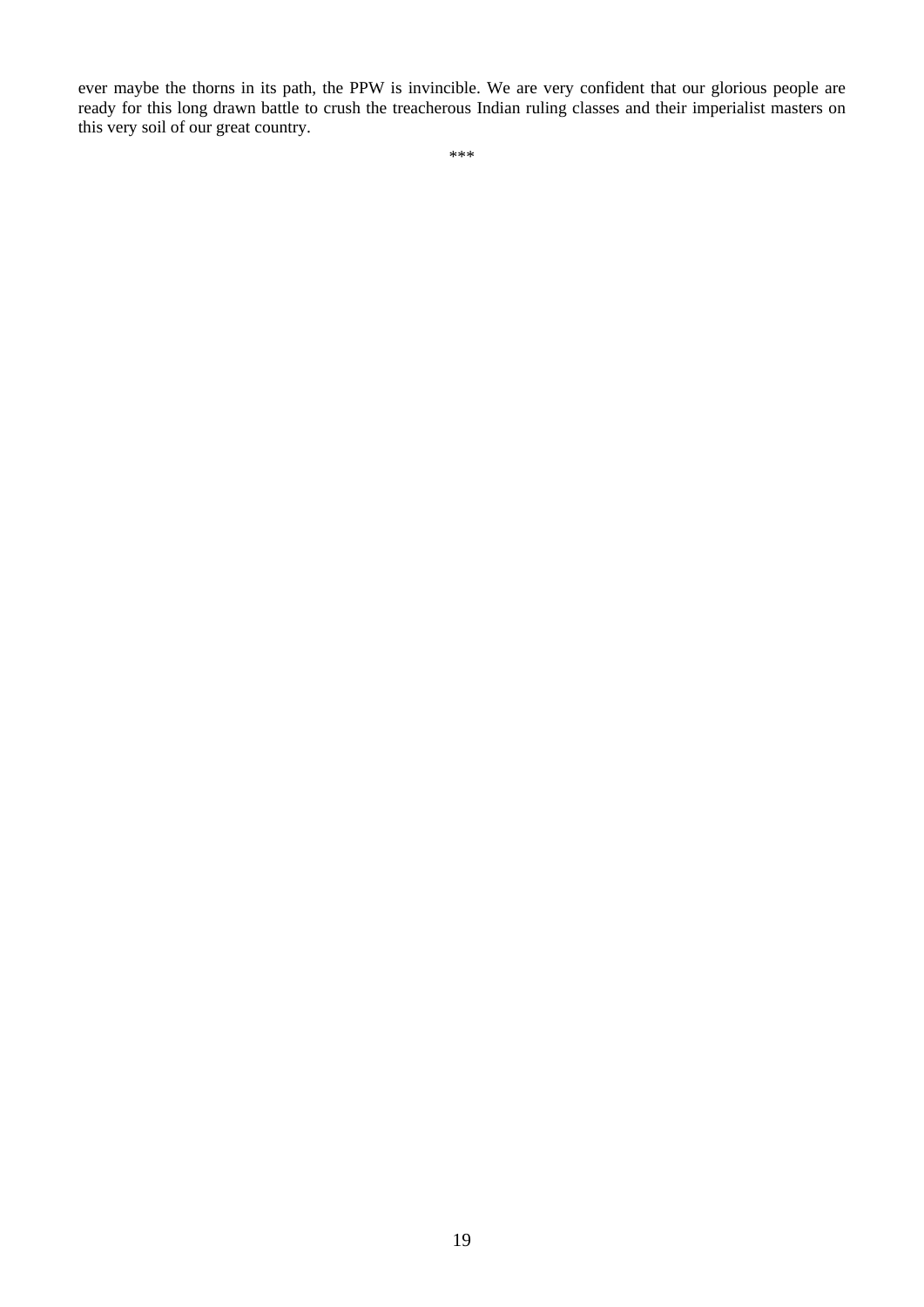ever maybe the thorns in its path, the PPW is invincible. We are very confident that our glorious people are ready for this long drawn battle to crush the treacherous Indian ruling classes and their imperialist masters on this very soil of our great country.

***